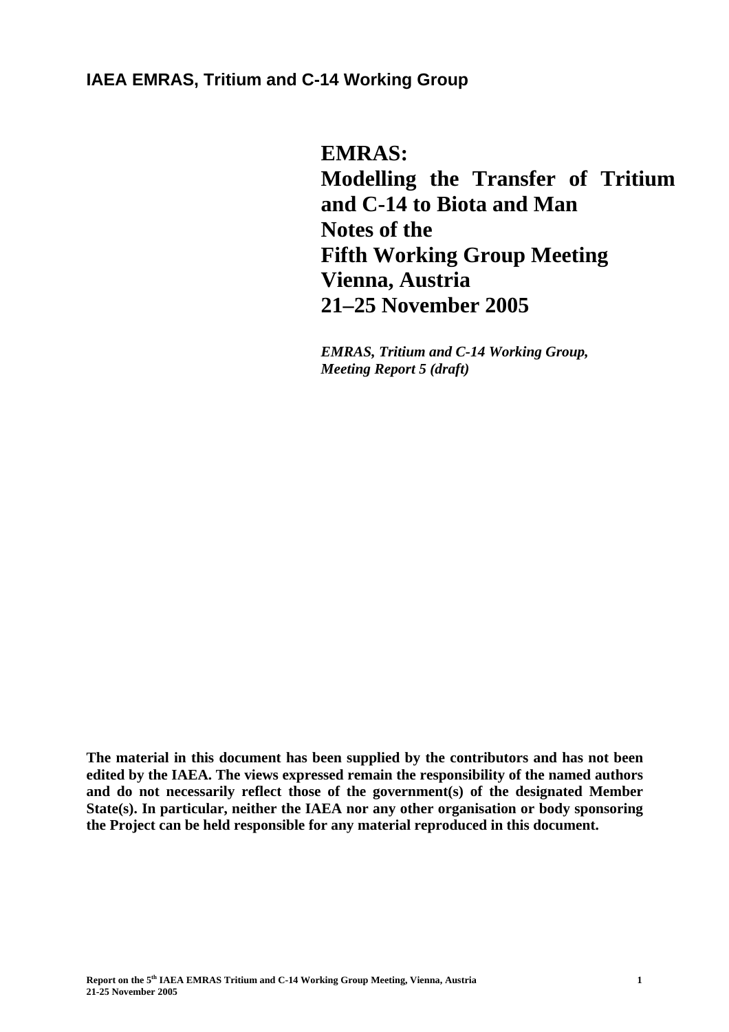**IAEA EMRAS, Tritium and C-14 Working Group**

# EMRAS: Modelling the Transfer of Tritium and C-14 to Biota and Man Notes of the Fifth Working Group Meeting Vienna, Austria 21–25 November 2005

***EMRAS, Tritium and C-14 Working Group, Meeting Report 5 (draft)***

**The material in this document has been supplied by the contributors and has not been edited by the IAEA. The views expressed remain the responsibility of the named authors and do not necessarily reflect those of the government(s) of the designated Member State(s). In particular, neither the IAEA nor any other organisation or body sponsoring the Project can be held responsible for any material reproduced in this document.**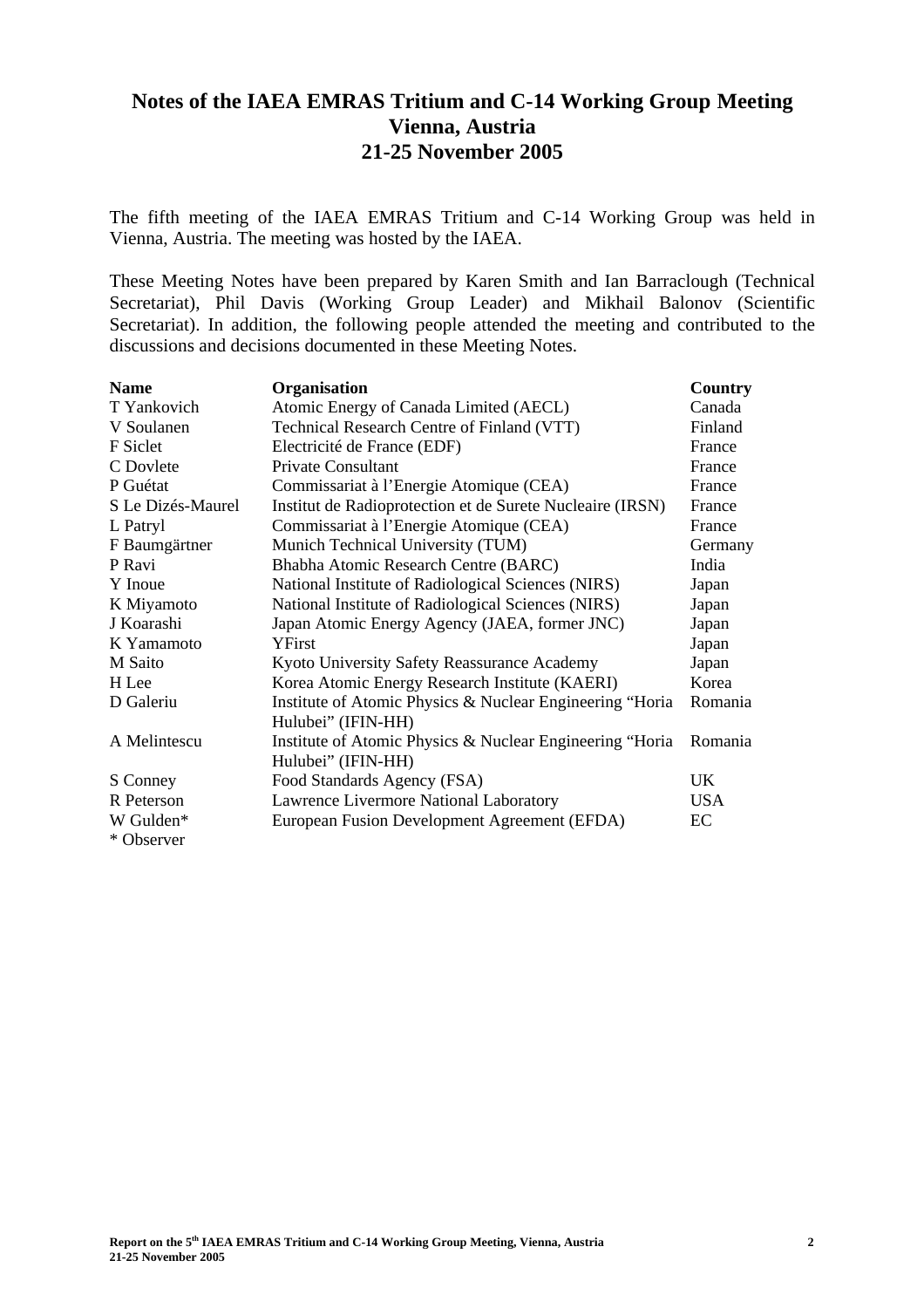# Notes of the IAEA EMRAS Tritium and C-14 Working Group Meeting
# Vienna, Austria
# 21-25 November 2005

The fifth meeting of the IAEA EMRAS Tritium and C-14 Working Group was held in Vienna, Austria. The meeting was hosted by the IAEA.

These Meeting Notes have been prepared by Karen Smith and Ian Barraclough (Technical Secretariat), Phil Davis (Working Group Leader) and Mikhail Balonov (Scientific Secretariat). In addition, the following people attended the meeting and contributed to the discussions and decisions documented in these Meeting Notes.

| Name | Organisation | Country |
|---|---|---|
| T Yankovich | Atomic Energy of Canada Limited (AECL) | Canada |
| V Soulanen | Technical Research Centre of Finland (VTT) | Finland |
| F Siclet | Electricité de France (EDF) | France |
| C Dovlete | Private Consultant | France |
| P Guétat | Commissariat à l'Energie Atomique (CEA) | France |
| S Le Dizés-Maurel | Institut de Radioprotection et de Surete Nucleaire (IRSN) | France |
| L Patryl | Commissariat à l'Energie Atomique (CEA) | France |
| F Baumgärtner | Munich Technical University (TUM) | Germany |
| P Ravi | Bhabha Atomic Research Centre (BARC) | India |
| Y Inoue | National Institute of Radiological Sciences (NIRS) | Japan |
| K Miyamoto | National Institute of Radiological Sciences (NIRS) | Japan |
| J Koarashi | Japan Atomic Energy Agency (JAEA, former JNC) | Japan |
| K Yamamoto | YFirst | Japan |
| M Saito | Kyoto University Safety Reassurance Academy | Japan |
| H Lee | Korea Atomic Energy Research Institute (KAERI) | Korea |
| D Galeriu | Institute of Atomic Physics & Nuclear Engineering "Horia Hulubei" (IFIN-HH) | Romania |
| A Melintescu | Institute of Atomic Physics & Nuclear Engineering "Horia Hulubei" (IFIN-HH) | Romania |
| S Conney | Food Standards Agency (FSA) | UK |
| R Peterson | Lawrence Livermore National Laboratory | USA |
| W Gulden* | European Fusion Development Agreement (EFDA) | EC |

\* Observer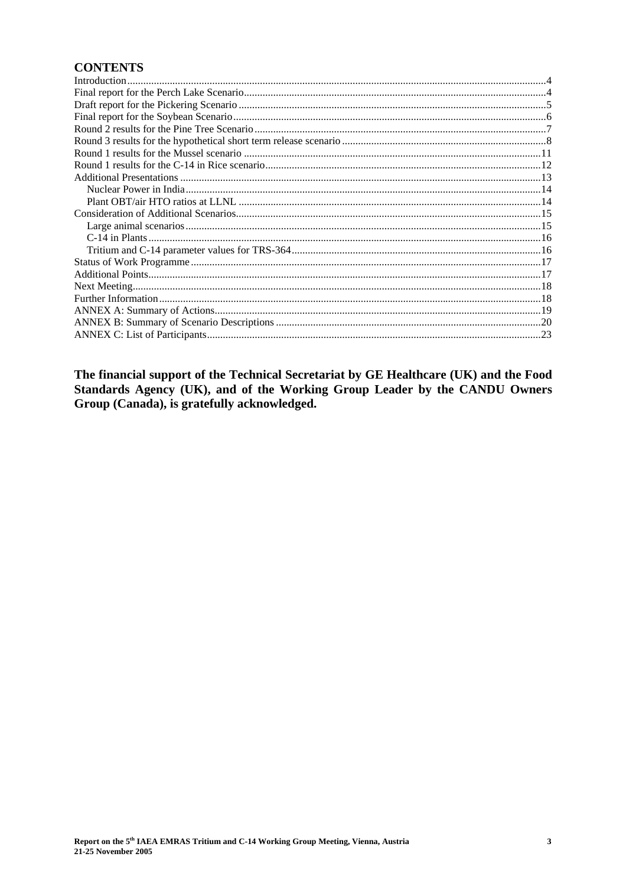## CONTENTS

Introduction....................................................................................................................................4
Final report for the Perch Lake Scenario.........................................................................................4
Draft report for the Pickering Scenario............................................................................................5
Final report for the Soybean Scenario..............................................................................................6
Round 2 results for the Pine Tree Scenario......................................................................................7
Round 3 results for the hypothetical short term release scenario.....................................................8
Round 1 results for the Mussel scenario.........................................................................................11
Round 1 results for the C-14 in Rice scenario................................................................................12
Additional Presentations................................................................................................................13
    Nuclear Power in India..............................................................................................................14
    Plant OBT/air HTO ratios at LLNL..........................................................................................14
Consideration of Additional Scenarios...........................................................................................15
    Large animal scenarios..............................................................................................................15
    C-14 in Plants............................................................................................................................16
    Tritium and C-14 parameter values for TRS-364......................................................................16
Status of Work Programme............................................................................................................17
Additional Points............................................................................................................................17
Next Meeting..................................................................................................................................18
Further Information.........................................................................................................................18
ANNEX A: Summary of Actions....................................................................................................19
ANNEX B: Summary of Scenario Descriptions.............................................................................20
ANNEX C: List of Participants......................................................................................................23

**The financial support of the Technical Secretariat by GE Healthcare (UK) and the Food Standards Agency (UK), and of the Working Group Leader by the CANDU Owners Group (Canada), is gratefully acknowledged.**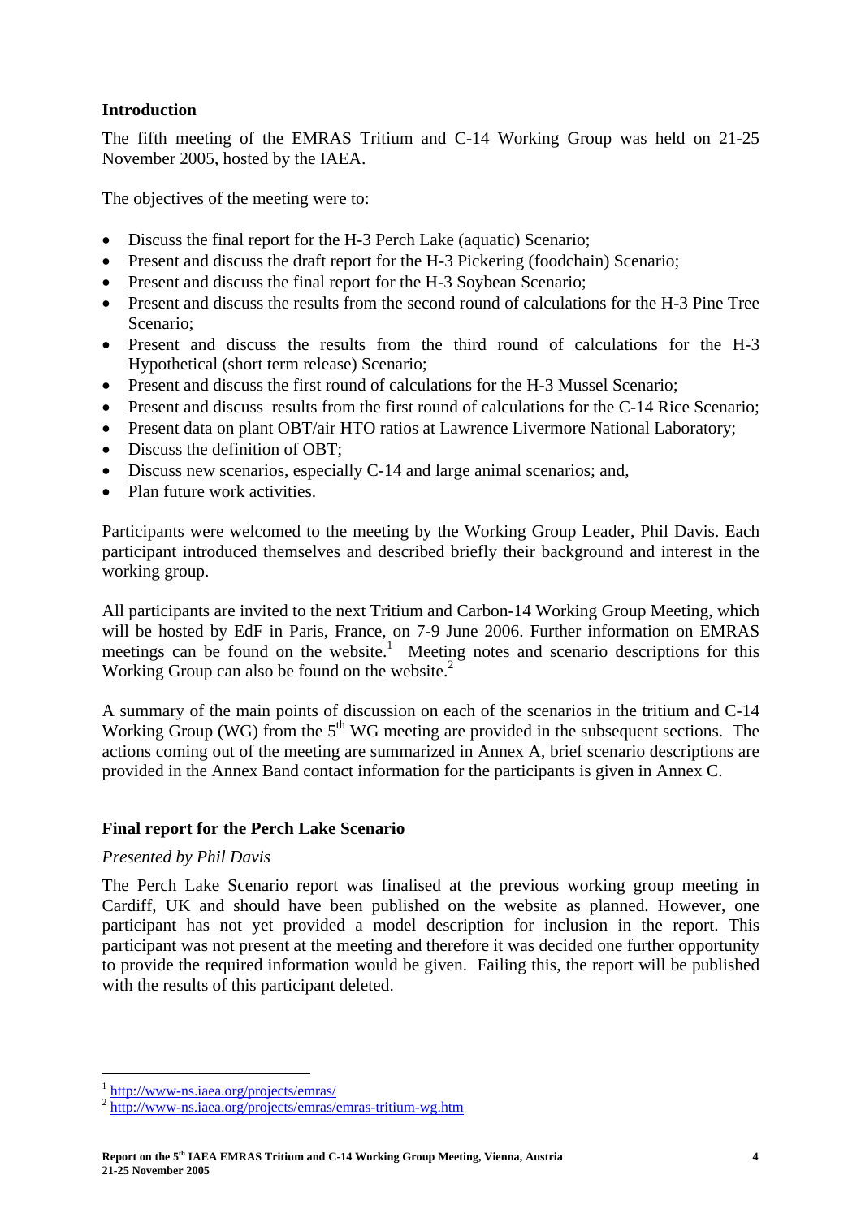## Introduction

The fifth meeting of the EMRAS Tritium and C-14 Working Group was held on 21-25 November 2005, hosted by the IAEA.

The objectives of the meeting were to:

- Discuss the final report for the H-3 Perch Lake (aquatic) Scenario;
- Present and discuss the draft report for the H-3 Pickering (foodchain) Scenario;
- Present and discuss the final report for the H-3 Soybean Scenario;
- Present and discuss the results from the second round of calculations for the H-3 Pine Tree Scenario;
- Present and discuss the results from the third round of calculations for the H-3 Hypothetical (short term release) Scenario;
- Present and discuss the first round of calculations for the H-3 Mussel Scenario;
- Present and discuss results from the first round of calculations for the C-14 Rice Scenario;
- Present data on plant OBT/air HTO ratios at Lawrence Livermore National Laboratory;
- Discuss the definition of OBT;
- Discuss new scenarios, especially C-14 and large animal scenarios; and,
- Plan future work activities.

Participants were welcomed to the meeting by the Working Group Leader, Phil Davis. Each participant introduced themselves and described briefly their background and interest in the working group.

All participants are invited to the next Tritium and Carbon-14 Working Group Meeting, which will be hosted by EdF in Paris, France, on 7-9 June 2006. Further information on EMRAS meetings can be found on the website.[1] Meeting notes and scenario descriptions for this Working Group can also be found on the website.[2]

A summary of the main points of discussion on each of the scenarios in the tritium and C-14 Working Group (WG) from the 5th WG meeting are provided in the subsequent sections. The actions coming out of the meeting are summarized in Annex A, brief scenario descriptions are provided in the Annex Band contact information for the participants is given in Annex C.

## Final report for the Perch Lake Scenario

*Presented by Phil Davis*

The Perch Lake Scenario report was finalised at the previous working group meeting in Cardiff, UK and should have been published on the website as planned. However, one participant has not yet provided a model description for inclusion in the report. This participant was not present at the meeting and therefore it was decided one further opportunity to provide the required information would be given. Failing this, the report will be published with the results of this participant deleted.

---

[1] http://www-ns.iaea.org/projects/emras/

[2] http://www-ns.iaea.org/projects/emras/emras-tritium-wg.htm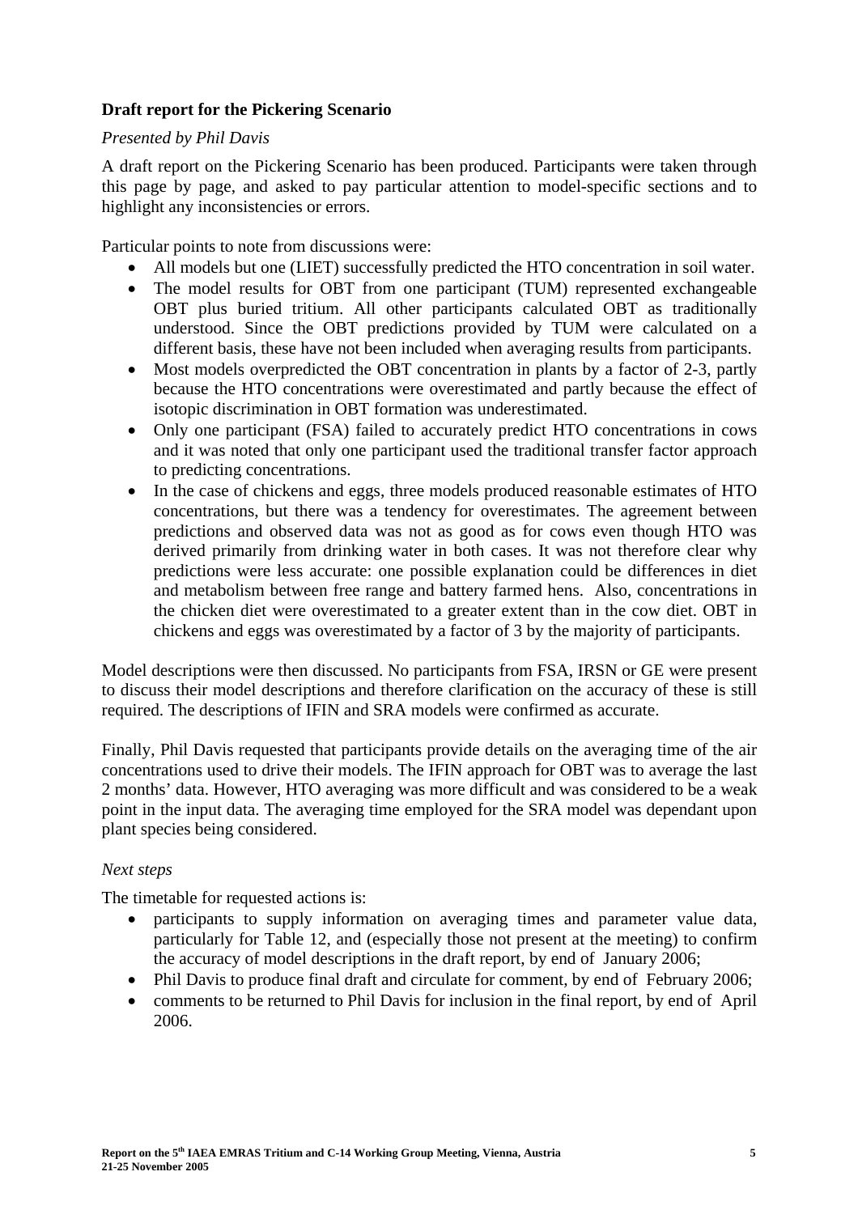**Draft report for the Pickering Scenario**

*Presented by Phil Davis*

A draft report on the Pickering Scenario has been produced. Participants were taken through this page by page, and asked to pay particular attention to model-specific sections and to highlight any inconsistencies or errors.

Particular points to note from discussions were:

- All models but one (LIET) successfully predicted the HTO concentration in soil water.
- The model results for OBT from one participant (TUM) represented exchangeable OBT plus buried tritium. All other participants calculated OBT as traditionally understood. Since the OBT predictions provided by TUM were calculated on a different basis, these have not been included when averaging results from participants.
- Most models overpredicted the OBT concentration in plants by a factor of 2-3, partly because the HTO concentrations were overestimated and partly because the effect of isotopic discrimination in OBT formation was underestimated.
- Only one participant (FSA) failed to accurately predict HTO concentrations in cows and it was noted that only one participant used the traditional transfer factor approach to predicting concentrations.
- In the case of chickens and eggs, three models produced reasonable estimates of HTO concentrations, but there was a tendency for overestimates. The agreement between predictions and observed data was not as good as for cows even though HTO was derived primarily from drinking water in both cases. It was not therefore clear why predictions were less accurate: one possible explanation could be differences in diet and metabolism between free range and battery farmed hens. Also, concentrations in the chicken diet were overestimated to a greater extent than in the cow diet. OBT in chickens and eggs was overestimated by a factor of 3 by the majority of participants.

Model descriptions were then discussed. No participants from FSA, IRSN or GE were present to discuss their model descriptions and therefore clarification on the accuracy of these is still required. The descriptions of IFIN and SRA models were confirmed as accurate.

Finally, Phil Davis requested that participants provide details on the averaging time of the air concentrations used to drive their models. The IFIN approach for OBT was to average the last 2 months' data. However, HTO averaging was more difficult and was considered to be a weak point in the input data. The averaging time employed for the SRA model was dependant upon plant species being considered.

*Next steps*

The timetable for requested actions is:

- participants to supply information on averaging times and parameter value data, particularly for Table 12, and (especially those not present at the meeting) to confirm the accuracy of model descriptions in the draft report, by end of January 2006;
- Phil Davis to produce final draft and circulate for comment, by end of February 2006;
- comments to be returned to Phil Davis for inclusion in the final report, by end of April 2006.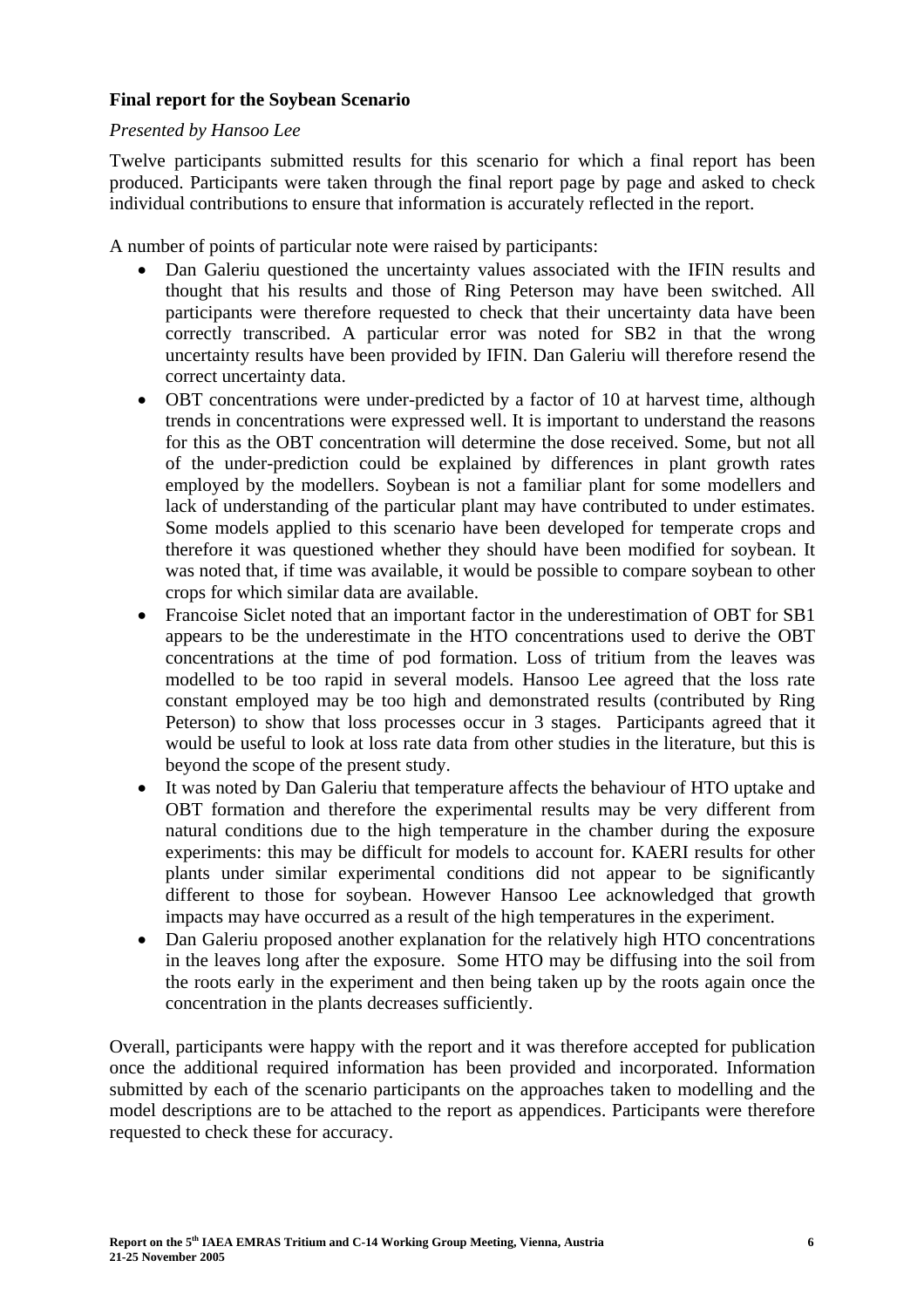**Final report for the Soybean Scenario**

*Presented by Hansoo Lee*

Twelve participants submitted results for this scenario for which a final report has been produced. Participants were taken through the final report page by page and asked to check individual contributions to ensure that information is accurately reflected in the report.

A number of points of particular note were raised by participants:

- Dan Galeriu questioned the uncertainty values associated with the IFIN results and thought that his results and those of Ring Peterson may have been switched. All participants were therefore requested to check that their uncertainty data have been correctly transcribed. A particular error was noted for SB2 in that the wrong uncertainty results have been provided by IFIN. Dan Galeriu will therefore resend the correct uncertainty data.
- OBT concentrations were under-predicted by a factor of 10 at harvest time, although trends in concentrations were expressed well. It is important to understand the reasons for this as the OBT concentration will determine the dose received. Some, but not all of the under-prediction could be explained by differences in plant growth rates employed by the modellers. Soybean is not a familiar plant for some modellers and lack of understanding of the particular plant may have contributed to under estimates. Some models applied to this scenario have been developed for temperate crops and therefore it was questioned whether they should have been modified for soybean. It was noted that, if time was available, it would be possible to compare soybean to other crops for which similar data are available.
- Francoise Siclet noted that an important factor in the underestimation of OBT for SB1 appears to be the underestimate in the HTO concentrations used to derive the OBT concentrations at the time of pod formation. Loss of tritium from the leaves was modelled to be too rapid in several models. Hansoo Lee agreed that the loss rate constant employed may be too high and demonstrated results (contributed by Ring Peterson) to show that loss processes occur in 3 stages. Participants agreed that it would be useful to look at loss rate data from other studies in the literature, but this is beyond the scope of the present study.
- It was noted by Dan Galeriu that temperature affects the behaviour of HTO uptake and OBT formation and therefore the experimental results may be very different from natural conditions due to the high temperature in the chamber during the exposure experiments: this may be difficult for models to account for. KAERI results for other plants under similar experimental conditions did not appear to be significantly different to those for soybean. However Hansoo Lee acknowledged that growth impacts may have occurred as a result of the high temperatures in the experiment.
- Dan Galeriu proposed another explanation for the relatively high HTO concentrations in the leaves long after the exposure. Some HTO may be diffusing into the soil from the roots early in the experiment and then being taken up by the roots again once the concentration in the plants decreases sufficiently.

Overall, participants were happy with the report and it was therefore accepted for publication once the additional required information has been provided and incorporated. Information submitted by each of the scenario participants on the approaches taken to modelling and the model descriptions are to be attached to the report as appendices. Participants were therefore requested to check these for accuracy.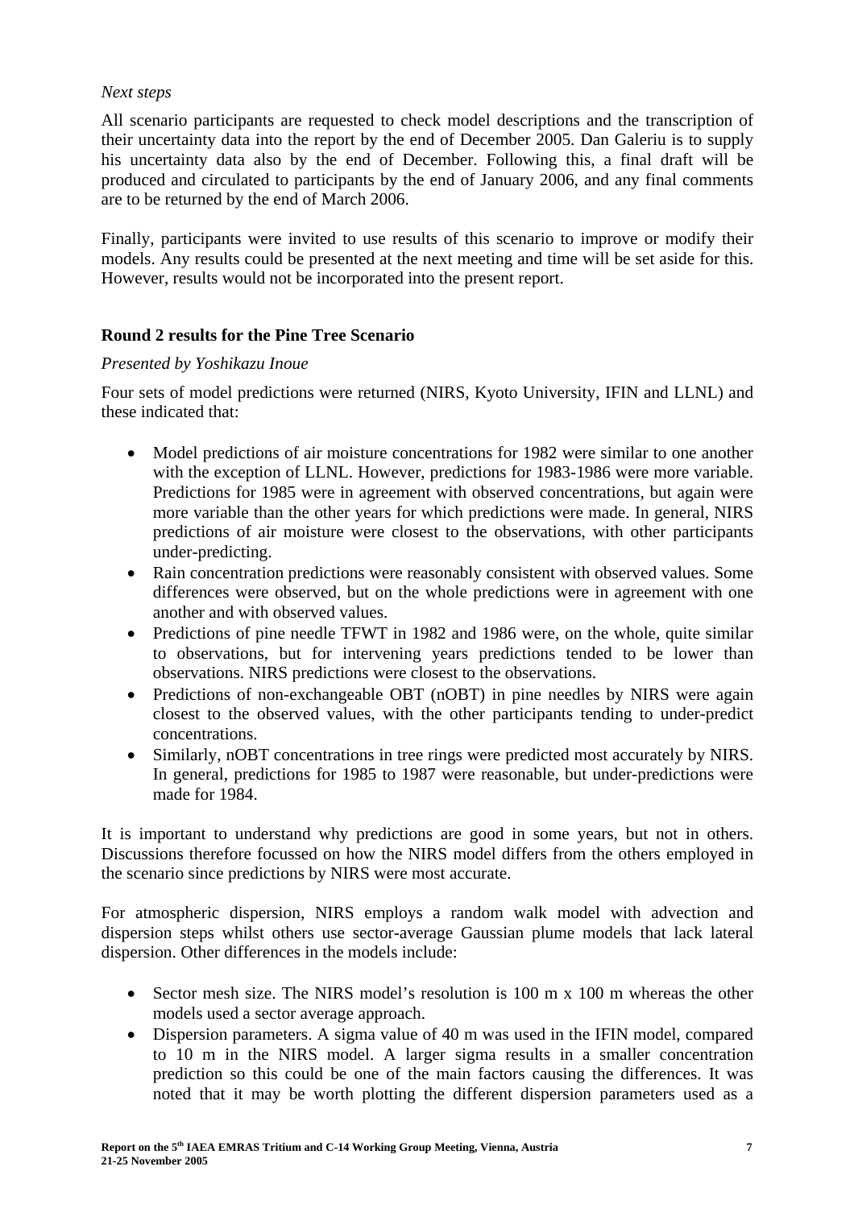*Next steps*

All scenario participants are requested to check model descriptions and the transcription of their uncertainty data into the report by the end of December 2005. Dan Galeriu is to supply his uncertainty data also by the end of December. Following this, a final draft will be produced and circulated to participants by the end of January 2006, and any final comments are to be returned by the end of March 2006.

Finally, participants were invited to use results of this scenario to improve or modify their models. Any results could be presented at the next meeting and time will be set aside for this. However, results would not be incorporated into the present report.

**Round 2 results for the Pine Tree Scenario**

*Presented by Yoshikazu Inoue*

Four sets of model predictions were returned (NIRS, Kyoto University, IFIN and LLNL) and these indicated that:

- Model predictions of air moisture concentrations for 1982 were similar to one another with the exception of LLNL. However, predictions for 1983-1986 were more variable. Predictions for 1985 were in agreement with observed concentrations, but again were more variable than the other years for which predictions were made. In general, NIRS predictions of air moisture were closest to the observations, with other participants under-predicting.
- Rain concentration predictions were reasonably consistent with observed values. Some differences were observed, but on the whole predictions were in agreement with one another and with observed values.
- Predictions of pine needle TFWT in 1982 and 1986 were, on the whole, quite similar to observations, but for intervening years predictions tended to be lower than observations. NIRS predictions were closest to the observations.
- Predictions of non-exchangeable OBT (nOBT) in pine needles by NIRS were again closest to the observed values, with the other participants tending to under-predict concentrations.
- Similarly, nOBT concentrations in tree rings were predicted most accurately by NIRS. In general, predictions for 1985 to 1987 were reasonable, but under-predictions were made for 1984.

It is important to understand why predictions are good in some years, but not in others. Discussions therefore focussed on how the NIRS model differs from the others employed in the scenario since predictions by NIRS were most accurate.

For atmospheric dispersion, NIRS employs a random walk model with advection and dispersion steps whilst others use sector-average Gaussian plume models that lack lateral dispersion. Other differences in the models include:

- Sector mesh size. The NIRS model's resolution is 100 m x 100 m whereas the other models used a sector average approach.
- Dispersion parameters. A sigma value of 40 m was used in the IFIN model, compared to 10 m in the NIRS model. A larger sigma results in a smaller concentration prediction so this could be one of the main factors causing the differences. It was noted that it may be worth plotting the different dispersion parameters used as a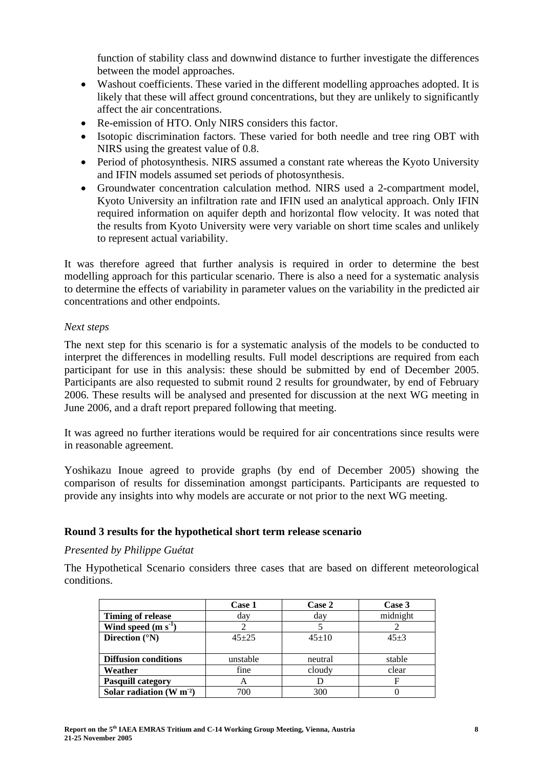function of stability class and downwind distance to further investigate the differences between the model approaches.

- Washout coefficients. These varied in the different modelling approaches adopted. It is likely that these will affect ground concentrations, but they are unlikely to significantly affect the air concentrations.
- Re-emission of HTO. Only NIRS considers this factor.
- Isotopic discrimination factors. These varied for both needle and tree ring OBT with NIRS using the greatest value of 0.8.
- Period of photosynthesis. NIRS assumed a constant rate whereas the Kyoto University and IFIN models assumed set periods of photosynthesis.
- Groundwater concentration calculation method. NIRS used a 2-compartment model, Kyoto University an infiltration rate and IFIN used an analytical approach. Only IFIN required information on aquifer depth and horizontal flow velocity. It was noted that the results from Kyoto University were very variable on short time scales and unlikely to represent actual variability.

It was therefore agreed that further analysis is required in order to determine the best modelling approach for this particular scenario. There is also a need for a systematic analysis to determine the effects of variability in parameter values on the variability in the predicted air concentrations and other endpoints.

*Next steps*

The next step for this scenario is for a systematic analysis of the models to be conducted to interpret the differences in modelling results. Full model descriptions are required from each participant for use in this analysis: these should be submitted by end of December 2005. Participants are also requested to submit round 2 results for groundwater, by end of February 2006. These results will be analysed and presented for discussion at the next WG meeting in June 2006, and a draft report prepared following that meeting.

It was agreed no further iterations would be required for air concentrations since results were in reasonable agreement.

Yoshikazu Inoue agreed to provide graphs (by end of December 2005) showing the comparison of results for dissemination amongst participants. Participants are requested to provide any insights into why models are accurate or not prior to the next WG meeting.

**Round 3 results for the hypothetical short term release scenario**

*Presented by Philippe Guétat*

The Hypothetical Scenario considers three cases that are based on different meteorological conditions.

| | Case 1 | Case 2 | Case 3 |
|---|---|---|---|
| **Timing of release** | day | day | midnight |
| **Wind speed ($m\ s^{-1}$)** | 2 | 5 | 2 |
| **Direction (°N)** | 45±25 | 45±10 | 45±3 |
| **Diffusion conditions** | unstable | neutral | stable |
| **Weather** | fine | cloudy | clear |
| **Pasquill category** | A | D | F |
| **Solar radiation ($W\ m^{-2}$)** | 700 | 300 | 0 |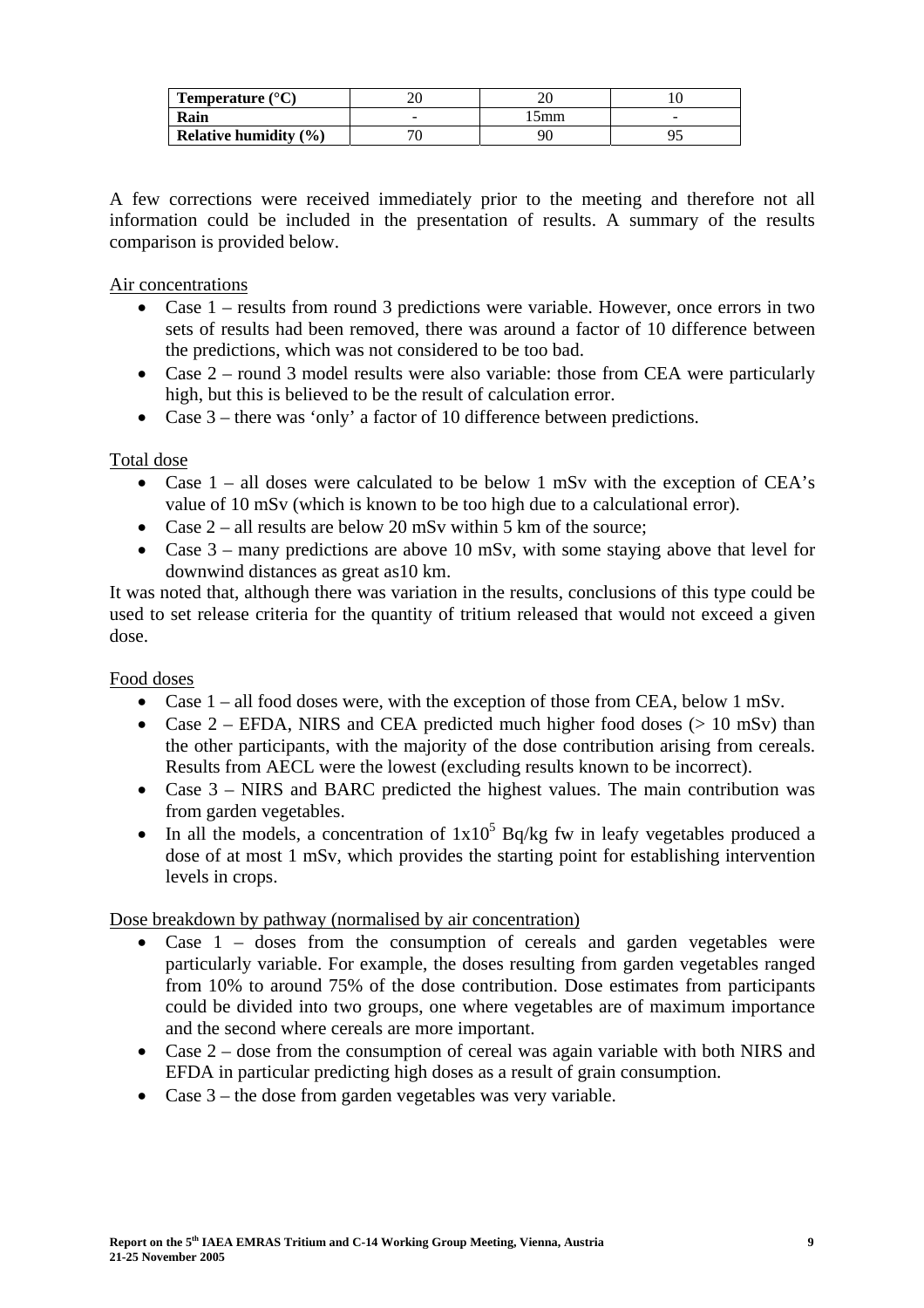| Temperature (°C) | 20 | 20 | 10 |
|---|---|---|---|
| Rain | - | 15mm | - |
| Relative humidity (%) | 70 | 90 | 95 |

A few corrections were received immediately prior to the meeting and therefore not all information could be included in the presentation of results. A summary of the results comparison is provided below.

Air concentrations

- Case 1 – results from round 3 predictions were variable. However, once errors in two sets of results had been removed, there was around a factor of 10 difference between the predictions, which was not considered to be too bad.
- Case 2 – round 3 model results were also variable: those from CEA were particularly high, but this is believed to be the result of calculation error.
- Case 3 – there was 'only' a factor of 10 difference between predictions.

Total dose

- Case 1 – all doses were calculated to be below 1 mSv with the exception of CEA's value of 10 mSv (which is known to be too high due to a calculational error).
- Case 2 – all results are below 20 mSv within 5 km of the source;
- Case 3 – many predictions are above 10 mSv, with some staying above that level for downwind distances as great as10 km.

It was noted that, although there was variation in the results, conclusions of this type could be used to set release criteria for the quantity of tritium released that would not exceed a given dose.

Food doses

- Case 1 – all food doses were, with the exception of those from CEA, below 1 mSv.
- Case 2 – EFDA, NIRS and CEA predicted much higher food doses (> 10 mSv) than the other participants, with the majority of the dose contribution arising from cereals. Results from AECL were the lowest (excluding results known to be incorrect).
- Case 3 – NIRS and BARC predicted the highest values. The main contribution was from garden vegetables.
- In all the models, a concentration of $1x10^5$ Bq/kg fw in leafy vegetables produced a dose of at most 1 mSv, which provides the starting point for establishing intervention levels in crops.

Dose breakdown by pathway (normalised by air concentration)

- Case 1 – doses from the consumption of cereals and garden vegetables were particularly variable. For example, the doses resulting from garden vegetables ranged from 10% to around 75% of the dose contribution. Dose estimates from participants could be divided into two groups, one where vegetables are of maximum importance and the second where cereals are more important.
- Case 2 – dose from the consumption of cereal was again variable with both NIRS and EFDA in particular predicting high doses as a result of grain consumption.
- Case 3 – the dose from garden vegetables was very variable.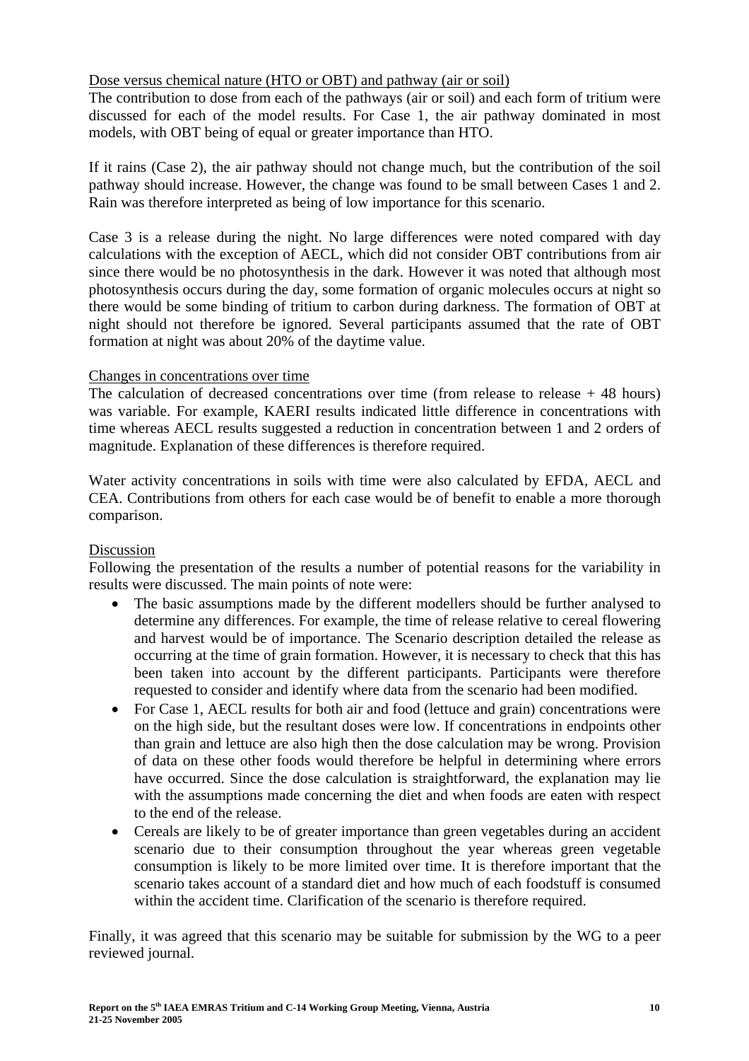Dose versus chemical nature (HTO or OBT) and pathway (air or soil)

The contribution to dose from each of the pathways (air or soil) and each form of tritium were discussed for each of the model results. For Case 1, the air pathway dominated in most models, with OBT being of equal or greater importance than HTO.

If it rains (Case 2), the air pathway should not change much, but the contribution of the soil pathway should increase. However, the change was found to be small between Cases 1 and 2. Rain was therefore interpreted as being of low importance for this scenario.

Case 3 is a release during the night. No large differences were noted compared with day calculations with the exception of AECL, which did not consider OBT contributions from air since there would be no photosynthesis in the dark. However it was noted that although most photosynthesis occurs during the day, some formation of organic molecules occurs at night so there would be some binding of tritium to carbon during darkness. The formation of OBT at night should not therefore be ignored. Several participants assumed that the rate of OBT formation at night was about 20% of the daytime value.

Changes in concentrations over time

The calculation of decreased concentrations over time (from release to release + 48 hours) was variable. For example, KAERI results indicated little difference in concentrations with time whereas AECL results suggested a reduction in concentration between 1 and 2 orders of magnitude. Explanation of these differences is therefore required.

Water activity concentrations in soils with time were also calculated by EFDA, AECL and CEA. Contributions from others for each case would be of benefit to enable a more thorough comparison.

Discussion

Following the presentation of the results a number of potential reasons for the variability in results were discussed. The main points of note were:

- The basic assumptions made by the different modellers should be further analysed to determine any differences. For example, the time of release relative to cereal flowering and harvest would be of importance. The Scenario description detailed the release as occurring at the time of grain formation. However, it is necessary to check that this has been taken into account by the different participants. Participants were therefore requested to consider and identify where data from the scenario had been modified.
- For Case 1, AECL results for both air and food (lettuce and grain) concentrations were on the high side, but the resultant doses were low. If concentrations in endpoints other than grain and lettuce are also high then the dose calculation may be wrong. Provision of data on these other foods would therefore be helpful in determining where errors have occurred. Since the dose calculation is straightforward, the explanation may lie with the assumptions made concerning the diet and when foods are eaten with respect to the end of the release.
- Cereals are likely to be of greater importance than green vegetables during an accident scenario due to their consumption throughout the year whereas green vegetable consumption is likely to be more limited over time. It is therefore important that the scenario takes account of a standard diet and how much of each foodstuff is consumed within the accident time. Clarification of the scenario is therefore required.

Finally, it was agreed that this scenario may be suitable for submission by the WG to a peer reviewed journal.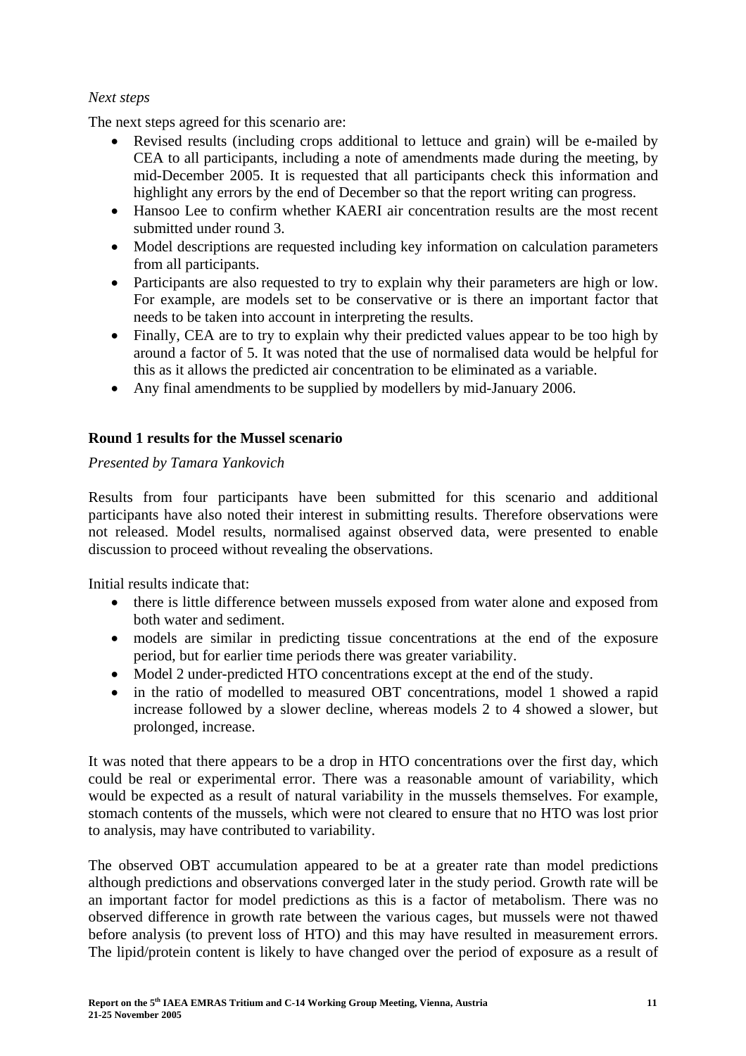*Next steps*

The next steps agreed for this scenario are:

- Revised results (including crops additional to lettuce and grain) will be e-mailed by CEA to all participants, including a note of amendments made during the meeting, by mid-December 2005. It is requested that all participants check this information and highlight any errors by the end of December so that the report writing can progress.
- Hansoo Lee to confirm whether KAERI air concentration results are the most recent submitted under round 3.
- Model descriptions are requested including key information on calculation parameters from all participants.
- Participants are also requested to try to explain why their parameters are high or low. For example, are models set to be conservative or is there an important factor that needs to be taken into account in interpreting the results.
- Finally, CEA are to try to explain why their predicted values appear to be too high by around a factor of 5. It was noted that the use of normalised data would be helpful for this as it allows the predicted air concentration to be eliminated as a variable.
- Any final amendments to be supplied by modellers by mid-January 2006.

**Round 1 results for the Mussel scenario**

*Presented by Tamara Yankovich*

Results from four participants have been submitted for this scenario and additional participants have also noted their interest in submitting results. Therefore observations were not released. Model results, normalised against observed data, were presented to enable discussion to proceed without revealing the observations.

Initial results indicate that:

- there is little difference between mussels exposed from water alone and exposed from both water and sediment.
- models are similar in predicting tissue concentrations at the end of the exposure period, but for earlier time periods there was greater variability.
- Model 2 under-predicted HTO concentrations except at the end of the study.
- in the ratio of modelled to measured OBT concentrations, model 1 showed a rapid increase followed by a slower decline, whereas models 2 to 4 showed a slower, but prolonged, increase.

It was noted that there appears to be a drop in HTO concentrations over the first day, which could be real or experimental error. There was a reasonable amount of variability, which would be expected as a result of natural variability in the mussels themselves. For example, stomach contents of the mussels, which were not cleared to ensure that no HTO was lost prior to analysis, may have contributed to variability.

The observed OBT accumulation appeared to be at a greater rate than model predictions although predictions and observations converged later in the study period. Growth rate will be an important factor for model predictions as this is a factor of metabolism. There was no observed difference in growth rate between the various cages, but mussels were not thawed before analysis (to prevent loss of HTO) and this may have resulted in measurement errors. The lipid/protein content is likely to have changed over the period of exposure as a result of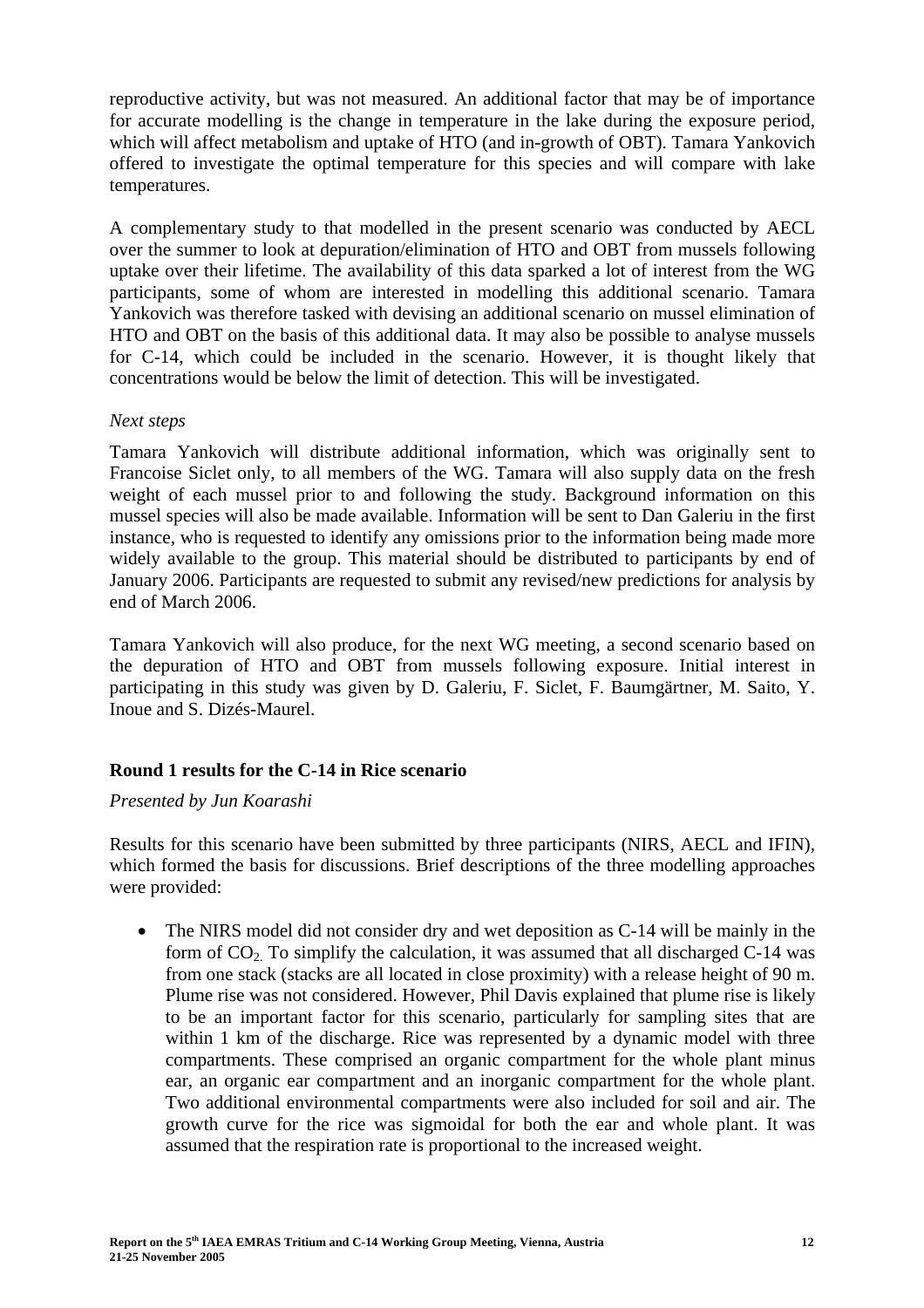reproductive activity, but was not measured. An additional factor that may be of importance for accurate modelling is the change in temperature in the lake during the exposure period, which will affect metabolism and uptake of HTO (and in-growth of OBT). Tamara Yankovich offered to investigate the optimal temperature for this species and will compare with lake temperatures.

A complementary study to that modelled in the present scenario was conducted by AECL over the summer to look at depuration/elimination of HTO and OBT from mussels following uptake over their lifetime. The availability of this data sparked a lot of interest from the WG participants, some of whom are interested in modelling this additional scenario. Tamara Yankovich was therefore tasked with devising an additional scenario on mussel elimination of HTO and OBT on the basis of this additional data. It may also be possible to analyse mussels for C-14, which could be included in the scenario. However, it is thought likely that concentrations would be below the limit of detection. This will be investigated.

*Next steps*

Tamara Yankovich will distribute additional information, which was originally sent to Francoise Siclet only, to all members of the WG. Tamara will also supply data on the fresh weight of each mussel prior to and following the study. Background information on this mussel species will also be made available. Information will be sent to Dan Galeriu in the first instance, who is requested to identify any omissions prior to the information being made more widely available to the group. This material should be distributed to participants by end of January 2006. Participants are requested to submit any revised/new predictions for analysis by end of March 2006.

Tamara Yankovich will also produce, for the next WG meeting, a second scenario based on the depuration of HTO and OBT from mussels following exposure. Initial interest in participating in this study was given by D. Galeriu, F. Siclet, F. Baumgärtner, M. Saito, Y. Inoue and S. Dizés-Maurel.

**Round 1 results for the C-14 in Rice scenario**

*Presented by Jun Koarashi*

Results for this scenario have been submitted by three participants (NIRS, AECL and IFIN), which formed the basis for discussions. Brief descriptions of the three modelling approaches were provided:

- The NIRS model did not consider dry and wet deposition as C-14 will be mainly in the form of $CO_2$. To simplify the calculation, it was assumed that all discharged C-14 was from one stack (stacks are all located in close proximity) with a release height of 90 m. Plume rise was not considered. However, Phil Davis explained that plume rise is likely to be an important factor for this scenario, particularly for sampling sites that are within 1 km of the discharge. Rice was represented by a dynamic model with three compartments. These comprised an organic compartment for the whole plant minus ear, an organic ear compartment and an inorganic compartment for the whole plant. Two additional environmental compartments were also included for soil and air. The growth curve for the rice was sigmoidal for both the ear and whole plant. It was assumed that the respiration rate is proportional to the increased weight.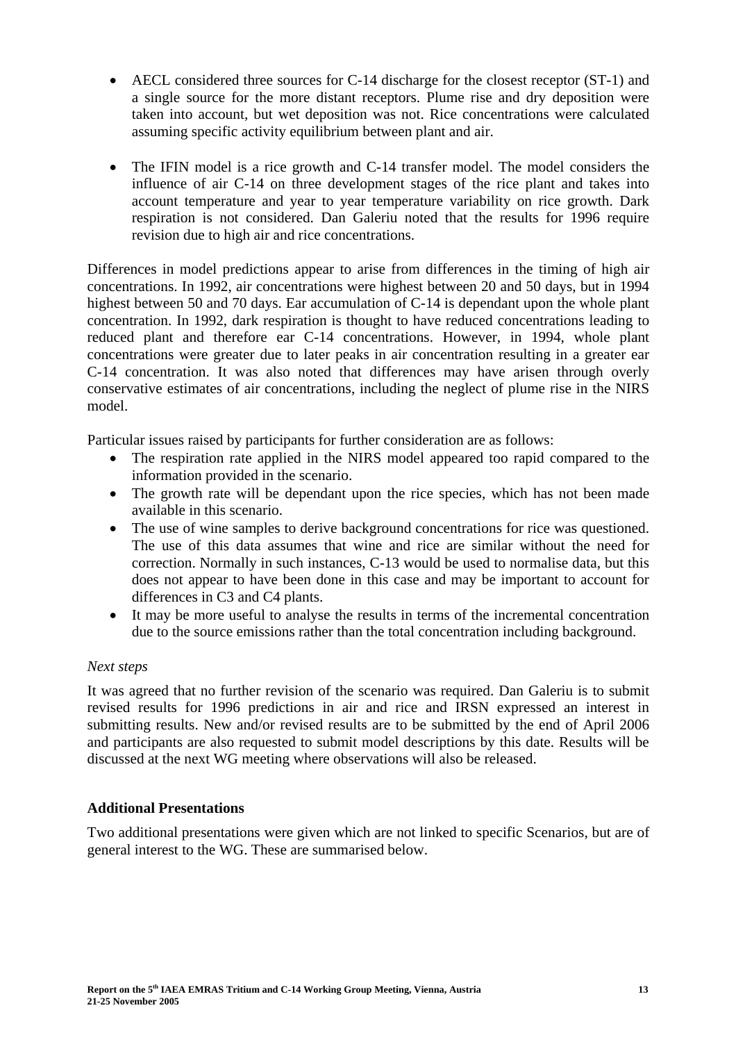- AECL considered three sources for C-14 discharge for the closest receptor (ST-1) and a single source for the more distant receptors. Plume rise and dry deposition were taken into account, but wet deposition was not. Rice concentrations were calculated assuming specific activity equilibrium between plant and air.

- The IFIN model is a rice growth and C-14 transfer model. The model considers the influence of air C-14 on three development stages of the rice plant and takes into account temperature and year to year temperature variability on rice growth. Dark respiration is not considered. Dan Galeriu noted that the results for 1996 require revision due to high air and rice concentrations.

Differences in model predictions appear to arise from differences in the timing of high air concentrations. In 1992, air concentrations were highest between 20 and 50 days, but in 1994 highest between 50 and 70 days. Ear accumulation of C-14 is dependant upon the whole plant concentration. In 1992, dark respiration is thought to have reduced concentrations leading to reduced plant and therefore ear C-14 concentrations. However, in 1994, whole plant concentrations were greater due to later peaks in air concentration resulting in a greater ear C-14 concentration. It was also noted that differences may have arisen through overly conservative estimates of air concentrations, including the neglect of plume rise in the NIRS model.

Particular issues raised by participants for further consideration are as follows:

- The respiration rate applied in the NIRS model appeared too rapid compared to the information provided in the scenario.
- The growth rate will be dependant upon the rice species, which has not been made available in this scenario.
- The use of wine samples to derive background concentrations for rice was questioned. The use of this data assumes that wine and rice are similar without the need for correction. Normally in such instances, C-13 would be used to normalise data, but this does not appear to have been done in this case and may be important to account for differences in C3 and C4 plants.
- It may be more useful to analyse the results in terms of the incremental concentration due to the source emissions rather than the total concentration including background.

*Next steps*

It was agreed that no further revision of the scenario was required. Dan Galeriu is to submit revised results for 1996 predictions in air and rice and IRSN expressed an interest in submitting results. New and/or revised results are to be submitted by the end of April 2006 and participants are also requested to submit model descriptions by this date. Results will be discussed at the next WG meeting where observations will also be released.

### Additional Presentations

Two additional presentations were given which are not linked to specific Scenarios, but are of general interest to the WG. These are summarised below.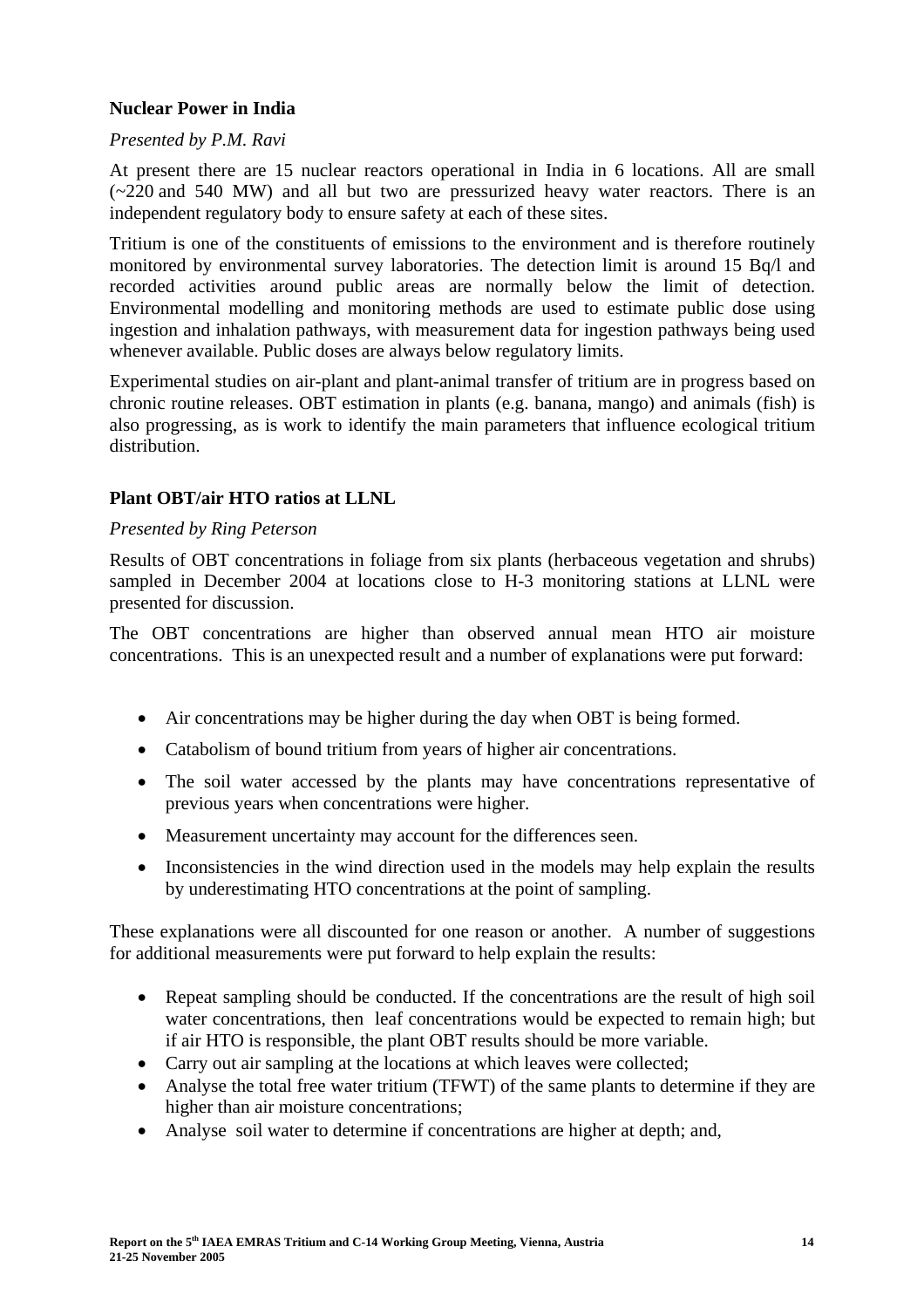**Nuclear Power in India**

*Presented by P.M. Ravi*

At present there are 15 nuclear reactors operational in India in 6 locations. All are small (~220 and 540 MW) and all but two are pressurized heavy water reactors. There is an independent regulatory body to ensure safety at each of these sites.

Tritium is one of the constituents of emissions to the environment and is therefore routinely monitored by environmental survey laboratories. The detection limit is around 15 Bq/l and recorded activities around public areas are normally below the limit of detection. Environmental modelling and monitoring methods are used to estimate public dose using ingestion and inhalation pathways, with measurement data for ingestion pathways being used whenever available. Public doses are always below regulatory limits.

Experimental studies on air-plant and plant-animal transfer of tritium are in progress based on chronic routine releases. OBT estimation in plants (e.g. banana, mango) and animals (fish) is also progressing, as is work to identify the main parameters that influence ecological tritium distribution.

**Plant OBT/air HTO ratios at LLNL**

*Presented by Ring Peterson*

Results of OBT concentrations in foliage from six plants (herbaceous vegetation and shrubs) sampled in December 2004 at locations close to H-3 monitoring stations at LLNL were presented for discussion.

The OBT concentrations are higher than observed annual mean HTO air moisture concentrations. This is an unexpected result and a number of explanations were put forward:

- Air concentrations may be higher during the day when OBT is being formed.
- Catabolism of bound tritium from years of higher air concentrations.
- The soil water accessed by the plants may have concentrations representative of previous years when concentrations were higher.
- Measurement uncertainty may account for the differences seen.
- Inconsistencies in the wind direction used in the models may help explain the results by underestimating HTO concentrations at the point of sampling.

These explanations were all discounted for one reason or another. A number of suggestions for additional measurements were put forward to help explain the results:

- Repeat sampling should be conducted. If the concentrations are the result of high soil water concentrations, then leaf concentrations would be expected to remain high; but if air HTO is responsible, the plant OBT results should be more variable.
- Carry out air sampling at the locations at which leaves were collected;
- Analyse the total free water tritium (TFWT) of the same plants to determine if they are higher than air moisture concentrations;
- Analyse soil water to determine if concentrations are higher at depth; and,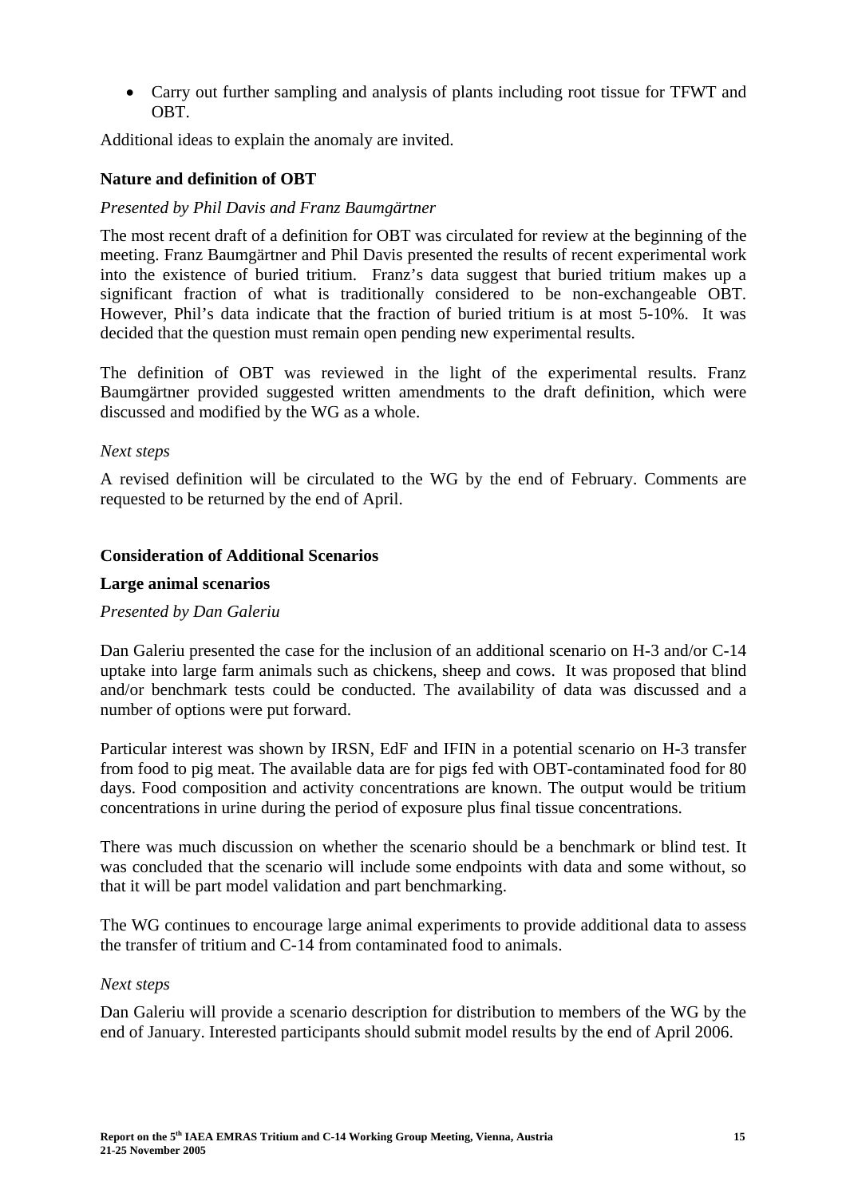- Carry out further sampling and analysis of plants including root tissue for TFWT and OBT.

Additional ideas to explain the anomaly are invited.

**Nature and definition of OBT**

*Presented by Phil Davis and Franz Baumgärtner*

The most recent draft of a definition for OBT was circulated for review at the beginning of the meeting. Franz Baumgärtner and Phil Davis presented the results of recent experimental work into the existence of buried tritium. Franz's data suggest that buried tritium makes up a significant fraction of what is traditionally considered to be non-exchangeable OBT. However, Phil's data indicate that the fraction of buried tritium is at most 5-10%. It was decided that the question must remain open pending new experimental results.

The definition of OBT was reviewed in the light of the experimental results. Franz Baumgärtner provided suggested written amendments to the draft definition, which were discussed and modified by the WG as a whole.

*Next steps*

A revised definition will be circulated to the WG by the end of February. Comments are requested to be returned by the end of April.

**Consideration of Additional Scenarios**

**Large animal scenarios**

*Presented by Dan Galeriu*

Dan Galeriu presented the case for the inclusion of an additional scenario on H-3 and/or C-14 uptake into large farm animals such as chickens, sheep and cows. It was proposed that blind and/or benchmark tests could be conducted. The availability of data was discussed and a number of options were put forward.

Particular interest was shown by IRSN, EdF and IFIN in a potential scenario on H-3 transfer from food to pig meat. The available data are for pigs fed with OBT-contaminated food for 80 days. Food composition and activity concentrations are known. The output would be tritium concentrations in urine during the period of exposure plus final tissue concentrations.

There was much discussion on whether the scenario should be a benchmark or blind test. It was concluded that the scenario will include some endpoints with data and some without, so that it will be part model validation and part benchmarking.

The WG continues to encourage large animal experiments to provide additional data to assess the transfer of tritium and C-14 from contaminated food to animals.

*Next steps*

Dan Galeriu will provide a scenario description for distribution to members of the WG by the end of January. Interested participants should submit model results by the end of April 2006.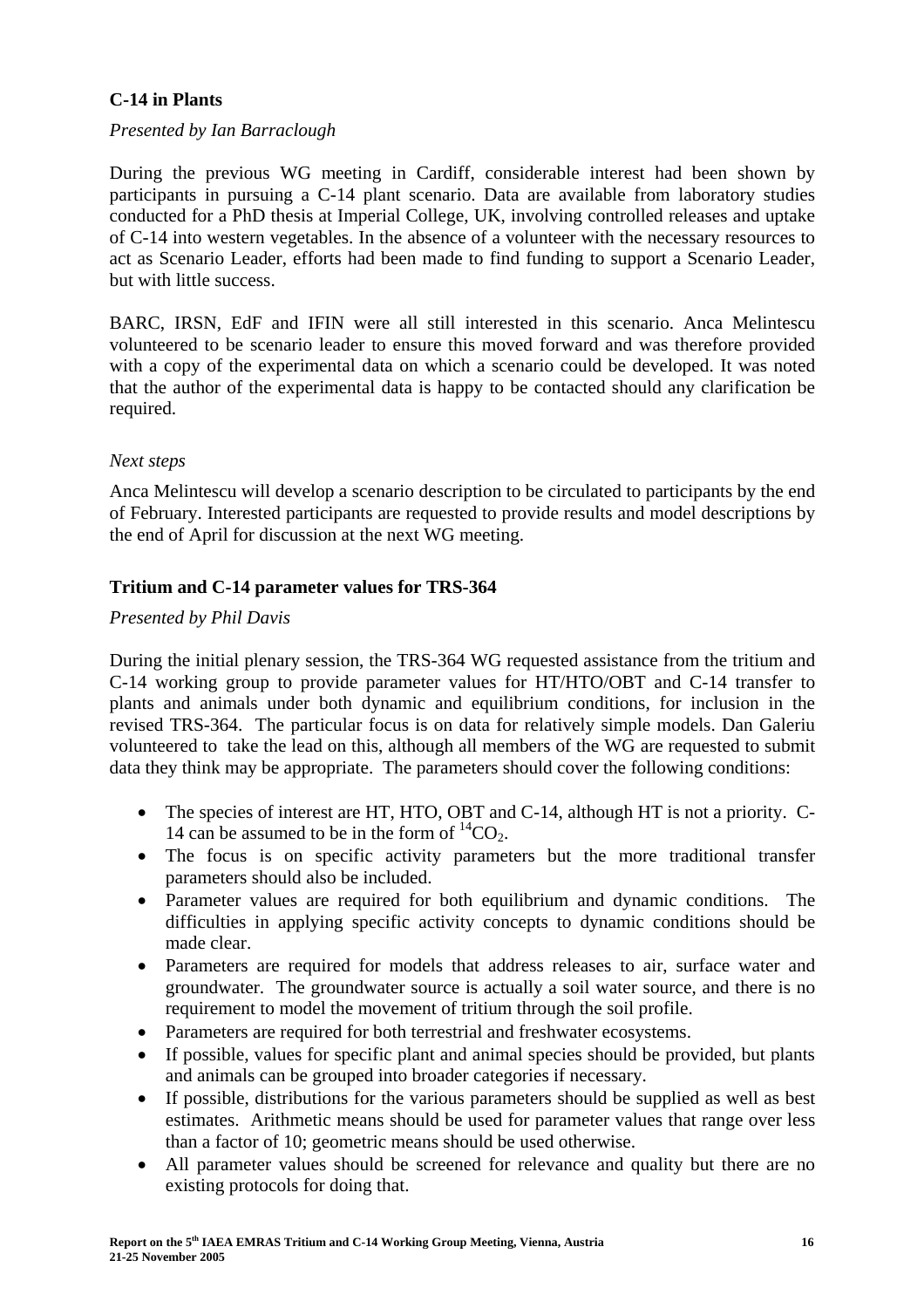### C-14 in Plants

*Presented by Ian Barraclough*

During the previous WG meeting in Cardiff, considerable interest had been shown by participants in pursuing a C-14 plant scenario. Data are available from laboratory studies conducted for a PhD thesis at Imperial College, UK, involving controlled releases and uptake of C-14 into western vegetables. In the absence of a volunteer with the necessary resources to act as Scenario Leader, efforts had been made to find funding to support a Scenario Leader, but with little success.

BARC, IRSN, EdF and IFIN were all still interested in this scenario. Anca Melintescu volunteered to be scenario leader to ensure this moved forward and was therefore provided with a copy of the experimental data on which a scenario could be developed. It was noted that the author of the experimental data is happy to be contacted should any clarification be required.

*Next steps*

Anca Melintescu will develop a scenario description to be circulated to participants by the end of February. Interested participants are requested to provide results and model descriptions by the end of April for discussion at the next WG meeting.

### Tritium and C-14 parameter values for TRS-364

*Presented by Phil Davis*

During the initial plenary session, the TRS-364 WG requested assistance from the tritium and C-14 working group to provide parameter values for HT/HTO/OBT and C-14 transfer to plants and animals under both dynamic and equilibrium conditions, for inclusion in the revised TRS-364. The particular focus is on data for relatively simple models. Dan Galeriu volunteered to take the lead on this, although all members of the WG are requested to submit data they think may be appropriate. The parameters should cover the following conditions:

- The species of interest are HT, HTO, OBT and C-14, although HT is not a priority. C-14 can be assumed to be in the form of $^{14}CO_2$.
- The focus is on specific activity parameters but the more traditional transfer parameters should also be included.
- Parameter values are required for both equilibrium and dynamic conditions. The difficulties in applying specific activity concepts to dynamic conditions should be made clear.
- Parameters are required for models that address releases to air, surface water and groundwater. The groundwater source is actually a soil water source, and there is no requirement to model the movement of tritium through the soil profile.
- Parameters are required for both terrestrial and freshwater ecosystems.
- If possible, values for specific plant and animal species should be provided, but plants and animals can be grouped into broader categories if necessary.
- If possible, distributions for the various parameters should be supplied as well as best estimates. Arithmetic means should be used for parameter values that range over less than a factor of 10; geometric means should be used otherwise.
- All parameter values should be screened for relevance and quality but there are no existing protocols for doing that.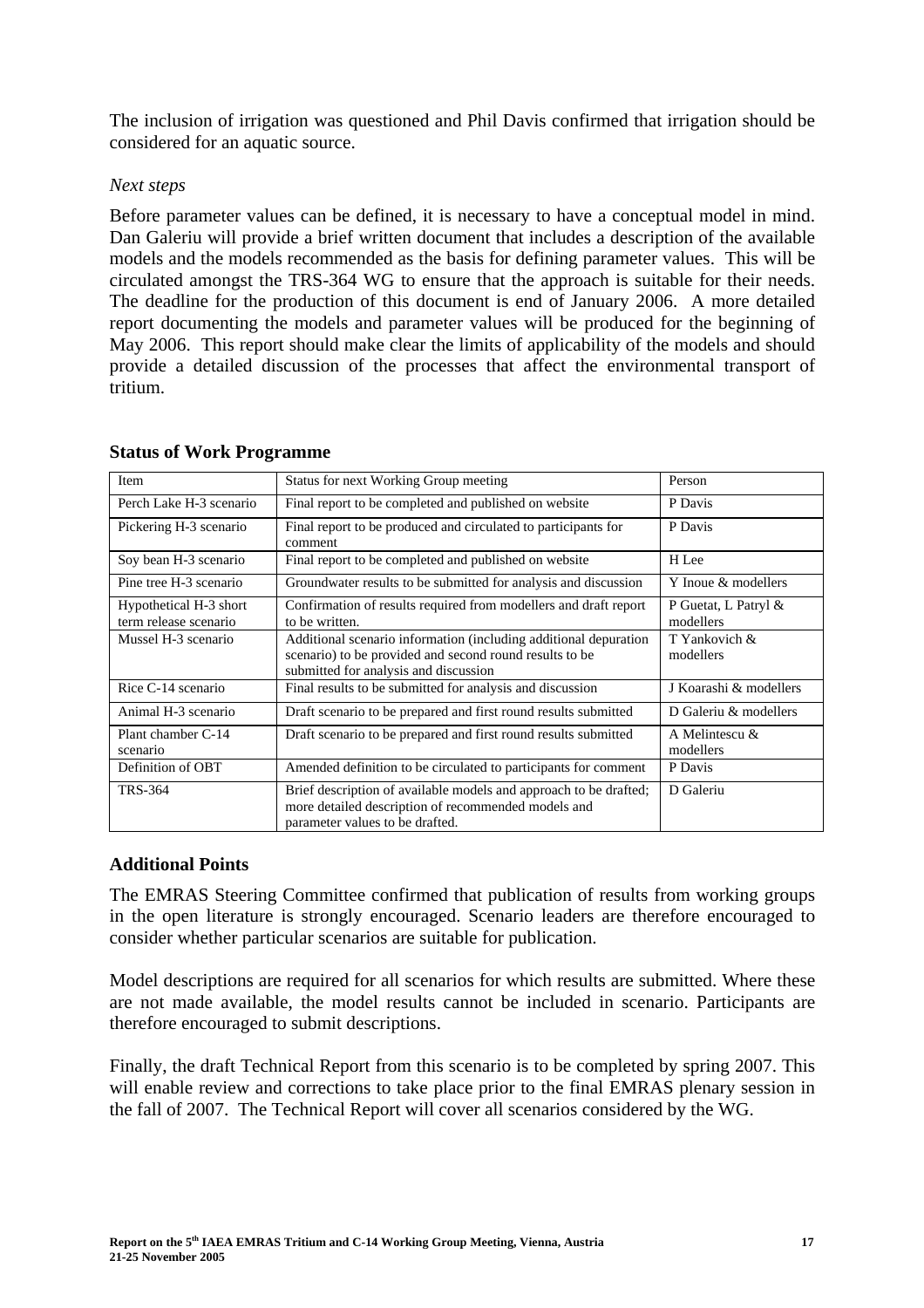The inclusion of irrigation was questioned and Phil Davis confirmed that irrigation should be considered for an aquatic source.

*Next steps*

Before parameter values can be defined, it is necessary to have a conceptual model in mind. Dan Galeriu will provide a brief written document that includes a description of the available models and the models recommended as the basis for defining parameter values. This will be circulated amongst the TRS-364 WG to ensure that the approach is suitable for their needs. The deadline for the production of this document is end of January 2006. A more detailed report documenting the models and parameter values will be produced for the beginning of May 2006. This report should make clear the limits of applicability of the models and should provide a detailed discussion of the processes that affect the environmental transport of tritium.

### Status of Work Programme

| Item | Status for next Working Group meeting | Person |
|---|---|---|
| Perch Lake H-3 scenario | Final report to be completed and published on website | P Davis |
| Pickering H-3 scenario | Final report to be produced and circulated to participants for comment | P Davis |
| Soy bean H-3 scenario | Final report to be completed and published on website | H Lee |
| Pine tree H-3 scenario | Groundwater results to be submitted for analysis and discussion | Y Inoue & modellers |
| Hypothetical H-3 short term release scenario | Confirmation of results required from modellers and draft report to be written. | P Guetat, L Patryl & modellers |
| Mussel H-3 scenario | Additional scenario information (including additional depuration scenario) to be provided and second round results to be submitted for analysis and discussion | T Yankovich & modellers |
| Rice C-14 scenario | Final results to be submitted for analysis and discussion | J Koarashi & modellers |
| Animal H-3 scenario | Draft scenario to be prepared and first round results submitted | D Galeriu & modellers |
| Plant chamber C-14 scenario | Draft scenario to be prepared and first round results submitted | A Melintescu & modellers |
| Definition of OBT | Amended definition to be circulated to participants for comment | P Davis |
| TRS-364 | Brief description of available models and approach to be drafted; more detailed description of recommended models and parameter values to be drafted. | D Galeriu |

### Additional Points

The EMRAS Steering Committee confirmed that publication of results from working groups in the open literature is strongly encouraged. Scenario leaders are therefore encouraged to consider whether particular scenarios are suitable for publication.

Model descriptions are required for all scenarios for which results are submitted. Where these are not made available, the model results cannot be included in scenario. Participants are therefore encouraged to submit descriptions.

Finally, the draft Technical Report from this scenario is to be completed by spring 2007. This will enable review and corrections to take place prior to the final EMRAS plenary session in the fall of 2007. The Technical Report will cover all scenarios considered by the WG.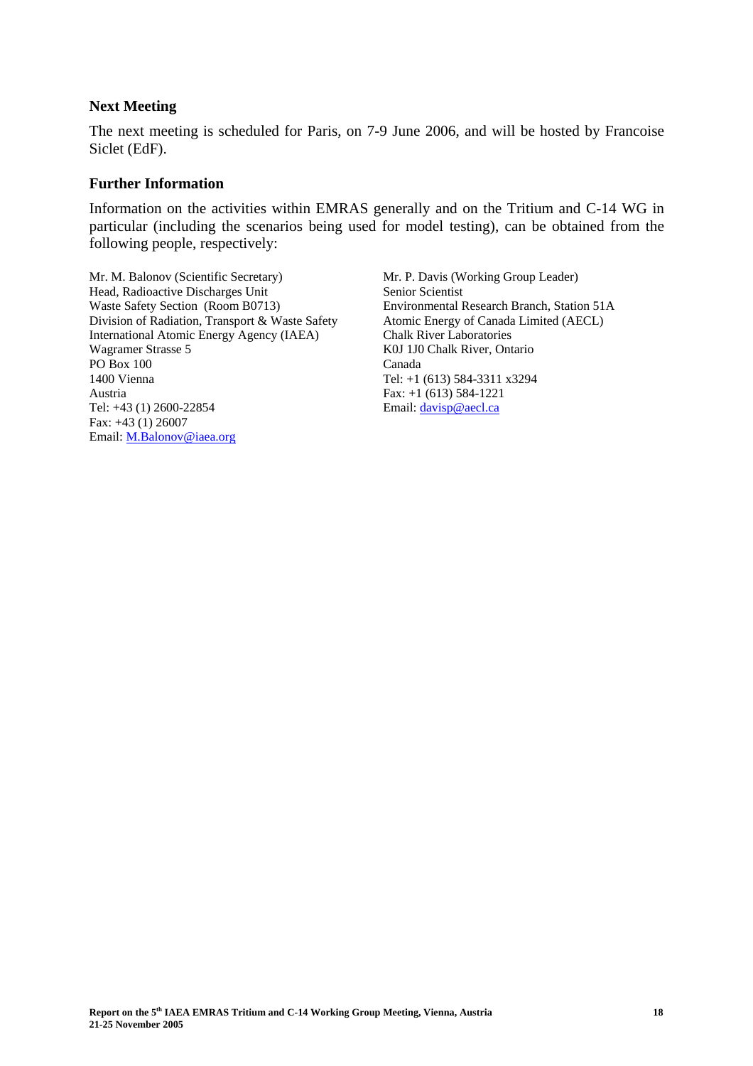### Next Meeting

The next meeting is scheduled for Paris, on 7-9 June 2006, and will be hosted by Francoise Siclet (EdF).

### Further Information

Information on the activities within EMRAS generally and on the Tritium and C-14 WG in particular (including the scenarios being used for model testing), can be obtained from the following people, respectively:

Mr. M. Balonov (Scientific Secretary)
Head, Radioactive Discharges Unit
Waste Safety Section (Room B0713)
Division of Radiation, Transport & Waste Safety
International Atomic Energy Agency (IAEA)
Wagramer Strasse 5
PO Box 100
1400 Vienna
Austria
Tel: +43 (1) 2600-22854
Fax: +43 (1) 26007
Email: M.Balonov@iaea.org

Mr. P. Davis (Working Group Leader)
Senior Scientist
Environmental Research Branch, Station 51A
Atomic Energy of Canada Limited (AECL)
Chalk River Laboratories
K0J 1J0 Chalk River, Ontario
Canada
Tel: +1 (613) 584-3311 x3294
Fax: +1 (613) 584-1221
Email: davisp@aecl.ca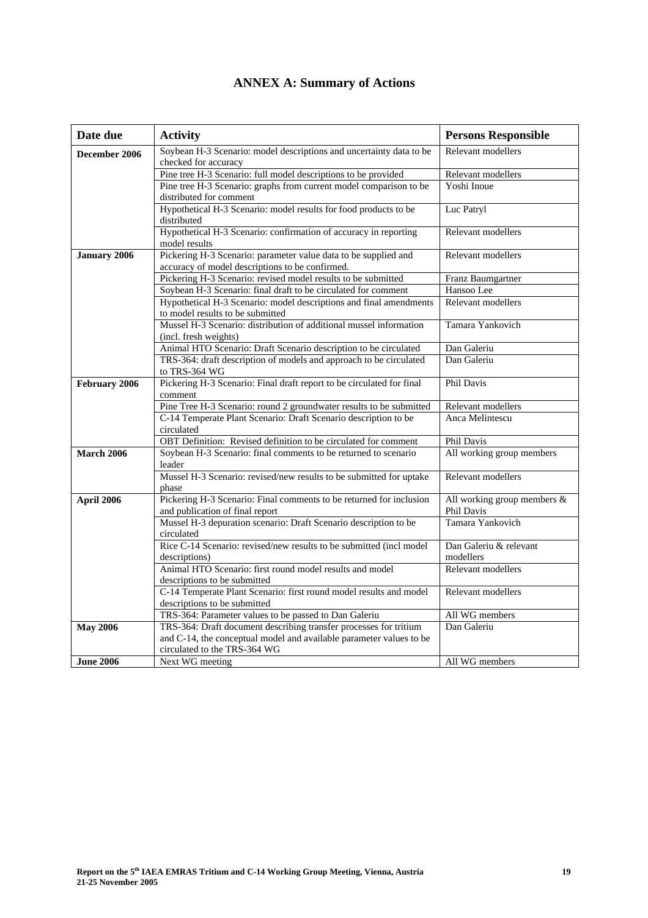# ANNEX A: Summary of Actions

| Date due | Activity | Persons Responsible |
|---|---|---|
| **December 2006** | Soybean H-3 Scenario: model descriptions and uncertainty data to be checked for accuracy | Relevant modellers |
| | Pine tree H-3 Scenario: full model descriptions to be provided | Relevant modellers |
| | Pine tree H-3 Scenario: graphs from current model comparison to be distributed for comment | Yoshi Inoue |
| | Hypothetical H-3 Scenario: model results for food products to be distributed | Luc Patryl |
| | Hypothetical H-3 Scenario: confirmation of accuracy in reporting model results | Relevant modellers |
| **January 2006** | Pickering H-3 Scenario: parameter value data to be supplied and accuracy of model descriptions to be confirmed. | Relevant modellers |
| | Pickering H-3 Scenario: revised model results to be submitted | Franz Baumgartner |
| | Soybean H-3 Scenario: final draft to be circulated for comment | Hansoo Lee |
| | Hypothetical H-3 Scenario: model descriptions and final amendments to model results to be submitted | Relevant modellers |
| | Mussel H-3 Scenario: distribution of additional mussel information (incl. fresh weights) | Tamara Yankovich |
| | Animal HTO Scenario: Draft Scenario description to be circulated | Dan Galeriu |
| | TRS-364: draft description of models and approach to be circulated to TRS-364 WG | Dan Galeriu |
| **February 2006** | Pickering H-3 Scenario: Final draft report to be circulated for final comment | Phil Davis |
| | Pine Tree H-3 Scenario: round 2 groundwater results to be submitted | Relevant modellers |
| | C-14 Temperate Plant Scenario: Draft Scenario description to be circulated | Anca Melintescu |
| | OBT Definition: Revised definition to be circulated for comment | Phil Davis |
| **March 2006** | Soybean H-3 Scenario: final comments to be returned to scenario leader | All working group members |
| | Mussel H-3 Scenario: revised/new results to be submitted for uptake phase | Relevant modellers |
| **April 2006** | Pickering H-3 Scenario: Final comments to be returned for inclusion and publication of final report | All working group members & Phil Davis |
| | Mussel H-3 depuration scenario: Draft Scenario description to be circulated | Tamara Yankovich |
| | Rice C-14 Scenario: revised/new results to be submitted (incl model descriptions) | Dan Galeriu & relevant modellers |
| | Animal HTO Scenario: first round model results and model descriptions to be submitted | Relevant modellers |
| | C-14 Temperate Plant Scenario: first round model results and model descriptions to be submitted | Relevant modellers |
| | TRS-364: Parameter values to be passed to Dan Galeriu | All WG members |
| **May 2006** | TRS-364: Draft document describing transfer processes for tritium and C-14, the conceptual model and available parameter values to be circulated to the TRS-364 WG | Dan Galeriu |
| **June 2006** | Next WG meeting | All WG members |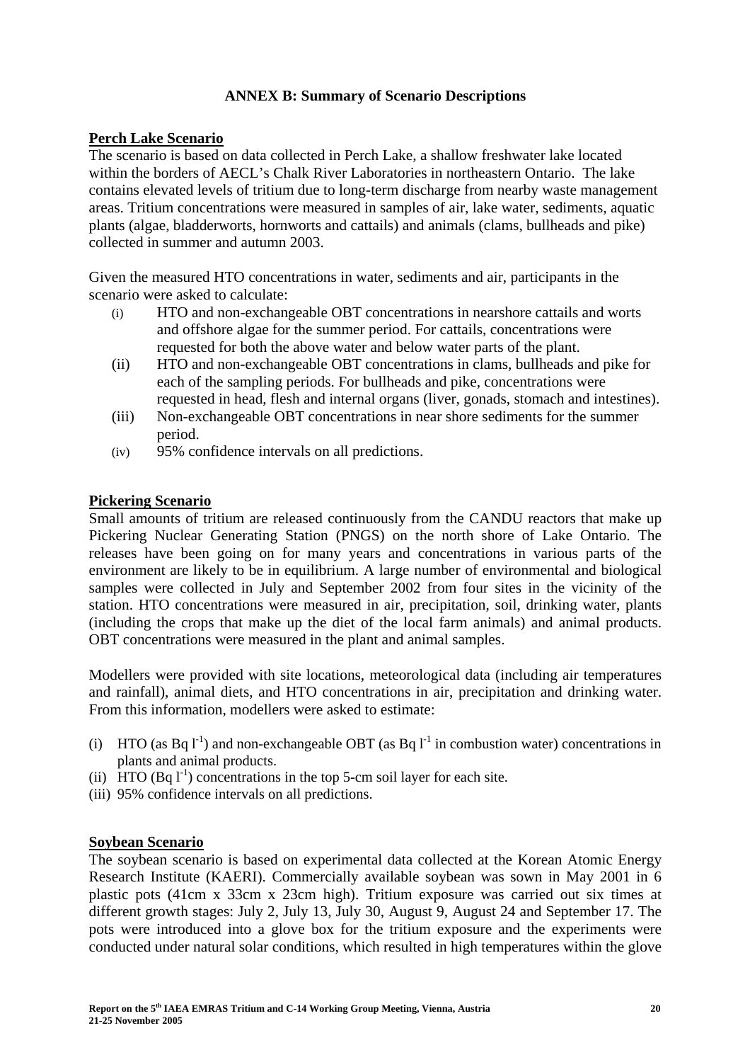## ANNEX B: Summary of Scenario Descriptions

### Perch Lake Scenario

The scenario is based on data collected in Perch Lake, a shallow freshwater lake located within the borders of AECL's Chalk River Laboratories in northeastern Ontario. The lake contains elevated levels of tritium due to long-term discharge from nearby waste management areas. Tritium concentrations were measured in samples of air, lake water, sediments, aquatic plants (algae, bladderworts, hornworts and cattails) and animals (clams, bullheads and pike) collected in summer and autumn 2003.

Given the measured HTO concentrations in water, sediments and air, participants in the scenario were asked to calculate:

- (i) HTO and non-exchangeable OBT concentrations in nearshore cattails and worts and offshore algae for the summer period. For cattails, concentrations were requested for both the above water and below water parts of the plant.
- (ii) HTO and non-exchangeable OBT concentrations in clams, bullheads and pike for each of the sampling periods. For bullheads and pike, concentrations were requested in head, flesh and internal organs (liver, gonads, stomach and intestines).
- (iii) Non-exchangeable OBT concentrations in near shore sediments for the summer period.
- (iv) 95% confidence intervals on all predictions.

### Pickering Scenario

Small amounts of tritium are released continuously from the CANDU reactors that make up Pickering Nuclear Generating Station (PNGS) on the north shore of Lake Ontario. The releases have been going on for many years and concentrations in various parts of the environment are likely to be in equilibrium. A large number of environmental and biological samples were collected in July and September 2002 from four sites in the vicinity of the station. HTO concentrations were measured in air, precipitation, soil, drinking water, plants (including the crops that make up the diet of the local farm animals) and animal products. OBT concentrations were measured in the plant and animal samples.

Modellers were provided with site locations, meteorological data (including air temperatures and rainfall), animal diets, and HTO concentrations in air, precipitation and drinking water. From this information, modellers were asked to estimate:

- (i) HTO (as Bq $l^{-1}$) and non-exchangeable OBT (as Bq $l^{-1}$ in combustion water) concentrations in plants and animal products.
- (ii) HTO (Bq $l^{-1}$) concentrations in the top 5-cm soil layer for each site.
- (iii) 95% confidence intervals on all predictions.

### Soybean Scenario

The soybean scenario is based on experimental data collected at the Korean Atomic Energy Research Institute (KAERI). Commercially available soybean was sown in May 2001 in 6 plastic pots (41cm x 33cm x 23cm high). Tritium exposure was carried out six times at different growth stages: July 2, July 13, July 30, August 9, August 24 and September 17. The pots were introduced into a glove box for the tritium exposure and the experiments were conducted under natural solar conditions, which resulted in high temperatures within the glove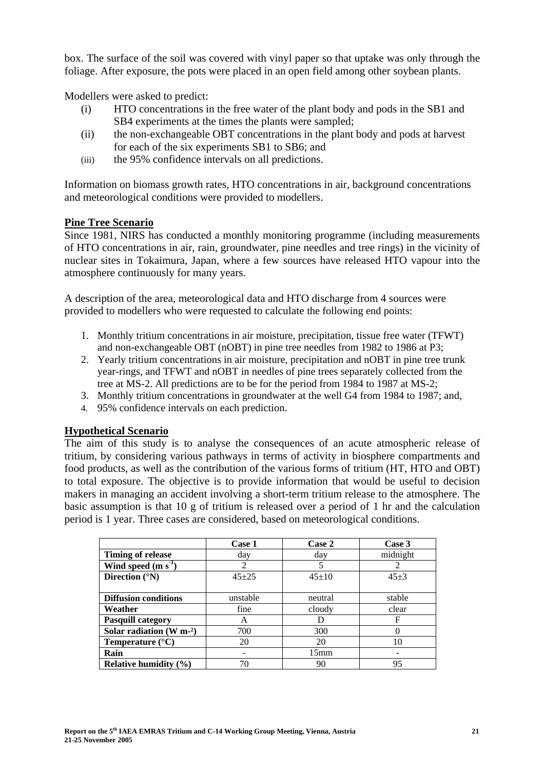box. The surface of the soil was covered with vinyl paper so that uptake was only through the foliage. After exposure, the pots were placed in an open field among other soybean plants.

Modellers were asked to predict:

(i) HTO concentrations in the free water of the plant body and pods in the SB1 and SB4 experiments at the times the plants were sampled;

(ii) the non-exchangeable OBT concentrations in the plant body and pods at harvest for each of the six experiments SB1 to SB6; and

(iii) the 95% confidence intervals on all predictions.

Information on biomass growth rates, HTO concentrations in air, background concentrations and meteorological conditions were provided to modellers.

## Pine Tree Scenario

Since 1981, NIRS has conducted a monthly monitoring programme (including measurements of HTO concentrations in air, rain, groundwater, pine needles and tree rings) in the vicinity of nuclear sites in Tokaimura, Japan, where a few sources have released HTO vapour into the atmosphere continuously for many years.

A description of the area, meteorological data and HTO discharge from 4 sources were provided to modellers who were requested to calculate the following end points:

1. Monthly tritium concentrations in air moisture, precipitation, tissue free water (TFWT) and non-exchangeable OBT (nOBT) in pine tree needles from 1982 to 1986 at P3;
2. Yearly tritium concentrations in air moisture, precipitation and nOBT in pine tree trunk year-rings, and TFWT and nOBT in needles of pine trees separately collected from the tree at MS-2. All predictions are to be for the period from 1984 to 1987 at MS-2;
3. Monthly tritium concentrations in groundwater at the well G4 from 1984 to 1987; and,
4. 95% confidence intervals on each prediction.

## Hypothetical Scenario

The aim of this study is to analyse the consequences of an acute atmospheric release of tritium, by considering various pathways in terms of activity in biosphere compartments and food products, as well as the contribution of the various forms of tritium (HT, HTO and OBT) to total exposure. The objective is to provide information that would be useful to decision makers in managing an accident involving a short-term tritium release to the atmosphere. The basic assumption is that 10 g of tritium is released over a period of 1 hr and the calculation period is 1 year. Three cases are considered, based on meteorological conditions.

| | **Case 1** | **Case 2** | **Case 3** |
|---|---|---|---|
| **Timing of release** | day | day | midnight |
| **Wind speed ($m\ s^{-1}$)** | 2 | 5 | 2 |
| **Direction (°N)** | 45±25 | 45±10 | 45±3 |
| **Diffusion conditions** | unstable | neutral | stable |
| **Weather** | fine | cloudy | clear |
| **Pasquill category** | A | D | F |
| **Solar radiation ($W\ m^{-2}$)** | 700 | 300 | 0 |
| **Temperature (°C)** | 20 | 20 | 10 |
| **Rain** | - | 15mm | - |
| **Relative humidity (%)** | 70 | 90 | 95 |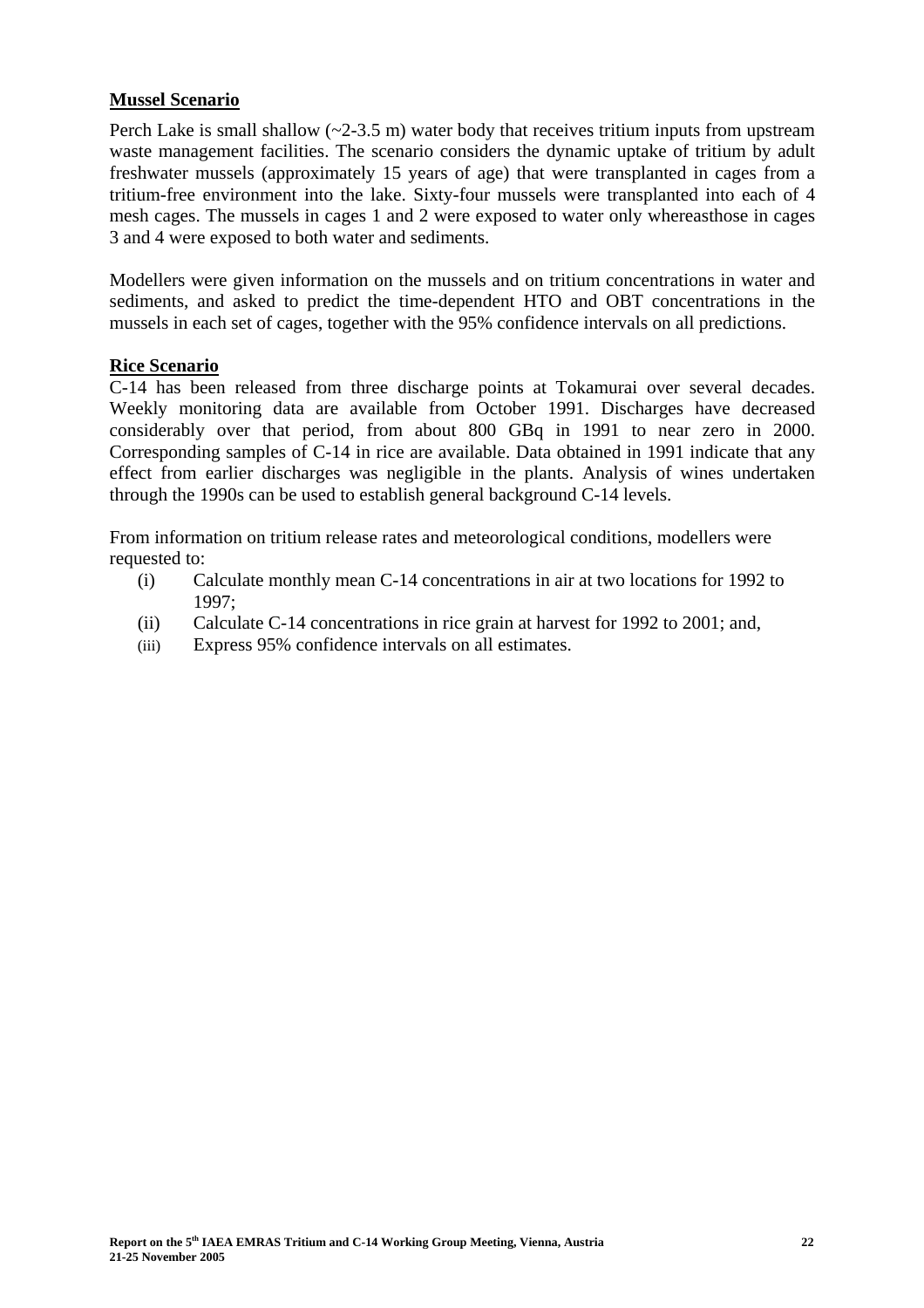**Mussel Scenario**

Perch Lake is small shallow (~2-3.5 m) water body that receives tritium inputs from upstream waste management facilities. The scenario considers the dynamic uptake of tritium by adult freshwater mussels (approximately 15 years of age) that were transplanted in cages from a tritium-free environment into the lake. Sixty-four mussels were transplanted into each of 4 mesh cages. The mussels in cages 1 and 2 were exposed to water only whereasthose in cages 3 and 4 were exposed to both water and sediments.

Modellers were given information on the mussels and on tritium concentrations in water and sediments, and asked to predict the time-dependent HTO and OBT concentrations in the mussels in each set of cages, together with the 95% confidence intervals on all predictions.

**Rice Scenario**

C-14 has been released from three discharge points at Tokamurai over several decades. Weekly monitoring data are available from October 1991. Discharges have decreased considerably over that period, from about 800 GBq in 1991 to near zero in 2000. Corresponding samples of C-14 in rice are available. Data obtained in 1991 indicate that any effect from earlier discharges was negligible in the plants. Analysis of wines undertaken through the 1990s can be used to establish general background C-14 levels.

From information on tritium release rates and meteorological conditions, modellers were requested to:

(i) Calculate monthly mean C-14 concentrations in air at two locations for 1992 to 1997;

(ii) Calculate C-14 concentrations in rice grain at harvest for 1992 to 2001; and,

(iii) Express 95% confidence intervals on all estimates.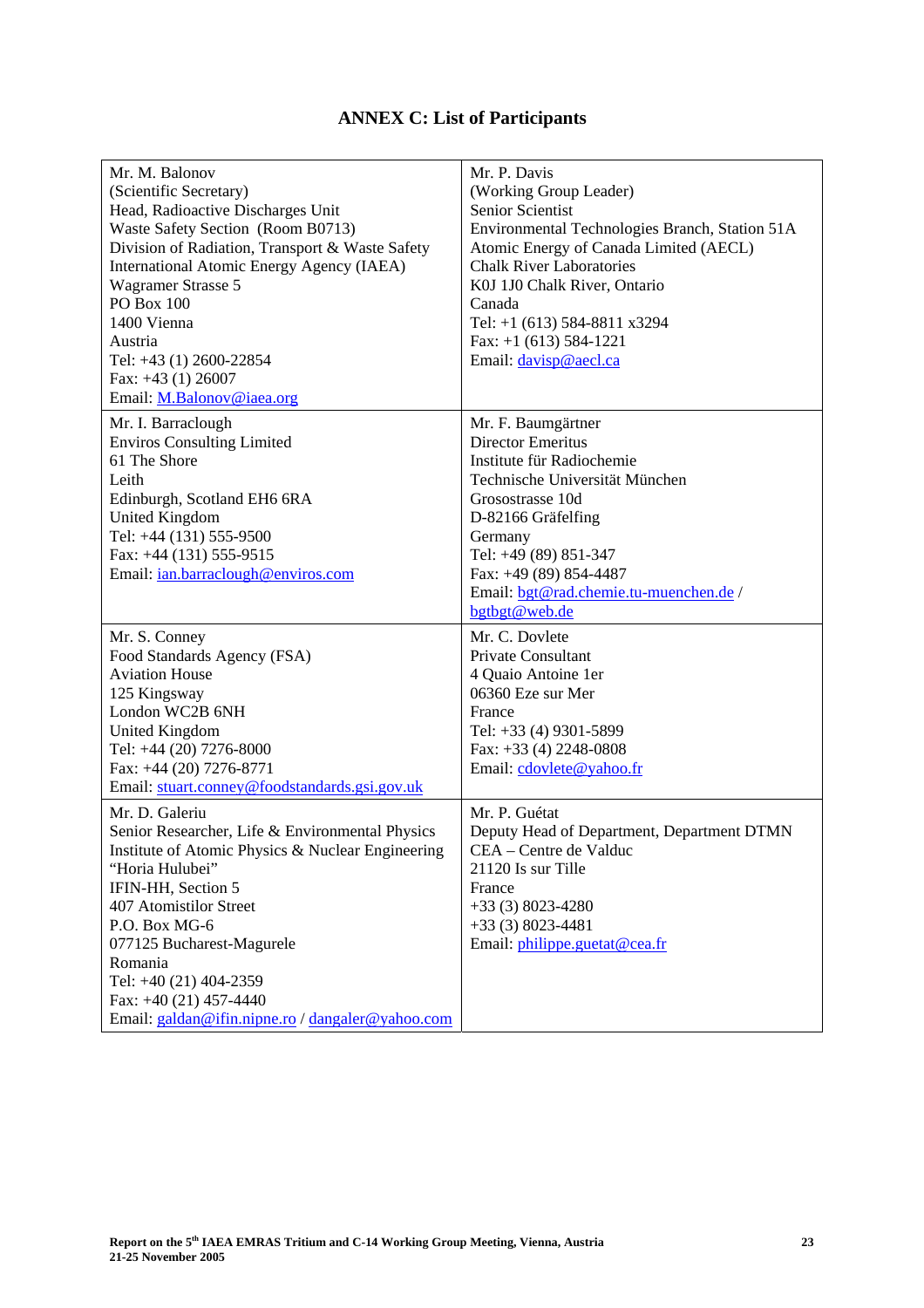# ANNEX C: List of Participants

| | |
|---|---|
| Mr. M. Balonov<br>(Scientific Secretary)<br>Head, Radioactive Discharges Unit<br>Waste Safety Section (Room B0713)<br>Division of Radiation, Transport & Waste Safety<br>International Atomic Energy Agency (IAEA)<br>Wagramer Strasse 5<br>PO Box 100<br>1400 Vienna<br>Austria<br>Tel: +43 (1) 2600-22854<br>Fax: +43 (1) 26007<br>Email: M.Balonov@iaea.org | Mr. P. Davis<br>(Working Group Leader)<br>Senior Scientist<br>Environmental Technologies Branch, Station 51A<br>Atomic Energy of Canada Limited (AECL)<br>Chalk River Laboratories<br>K0J 1J0 Chalk River, Ontario<br>Canada<br>Tel: +1 (613) 584-8811 x3294<br>Fax: +1 (613) 584-1221<br>Email: davisp@aecl.ca |
| Mr. I. Barraclough<br>Enviros Consulting Limited<br>61 The Shore<br>Leith<br>Edinburgh, Scotland EH6 6RA<br>United Kingdom<br>Tel: +44 (131) 555-9500<br>Fax: +44 (131) 555-9515<br>Email: ian.barraclough@enviros.com | Mr. F. Baumgärtner<br>Director Emeritus<br>Institute für Radiochemie<br>Technische Universität München<br>Grosostrasse 10d<br>D-82166 Gräfelfing<br>Germany<br>Tel: +49 (89) 851-347<br>Fax: +49 (89) 854-4487<br>Email: bgt@rad.chemie.tu-muenchen.de / bgtbgt@web.de |
| Mr. S. Conney<br>Food Standards Agency (FSA)<br>Aviation House<br>125 Kingsway<br>London WC2B 6NH<br>United Kingdom<br>Tel: +44 (20) 7276-8000<br>Fax: +44 (20) 7276-8771<br>Email: stuart.conney@foodstandards.gsi.gov.uk | Mr. C. Dovlete<br>Private Consultant<br>4 Quaio Antoine 1er<br>06360 Eze sur Mer<br>France<br>Tel: +33 (4) 9301-5899<br>Fax: +33 (4) 2248-0808<br>Email: cdovlete@yahoo.fr |
| Mr. D. Galeriu<br>Senior Researcher, Life & Environmental Physics<br>Institute of Atomic Physics & Nuclear Engineering "Horia Hulubei"<br>IFIN-HH, Section 5<br>407 Atomistilor Street<br>P.O. Box MG-6<br>077125 Bucharest-Magurele<br>Romania<br>Tel: +40 (21) 404-2359<br>Fax: +40 (21) 457-4440<br>Email: galdan@ifin.nipne.ro / dangaler@yahoo.com | Mr. P. Guétat<br>Deputy Head of Department, Department DTMN<br>CEA – Centre de Valduc<br>21120 Is sur Tille<br>France<br>+33 (3) 8023-4280<br>+33 (3) 8023-4481<br>Email: philippe.guetat@cea.fr |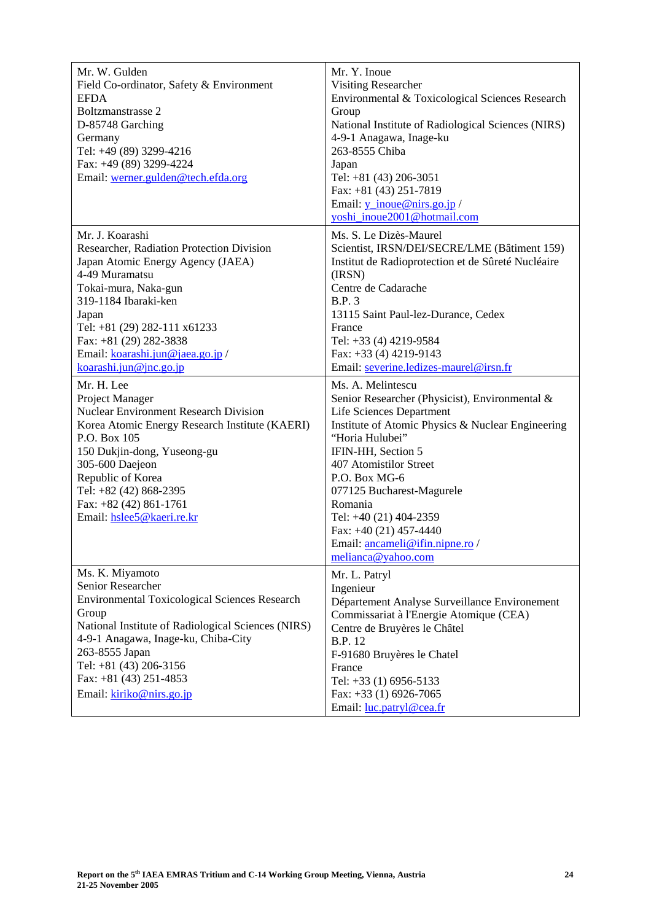| | |
|---|---|
| Mr. W. Gulden<br>Field Co-ordinator, Safety & Environment<br>EFDA<br>Boltzmanstrasse 2<br>D-85748 Garching<br>Germany<br>Tel: +49 (89) 3299-4216<br>Fax: +49 (89) 3299-4224<br>Email: werner.gulden@tech.efda.org | Mr. Y. Inoue<br>Visiting Researcher<br>Environmental & Toxicological Sciences Research Group<br>National Institute of Radiological Sciences (NIRS)<br>4-9-1 Anagawa, Inage-ku<br>263-8555 Chiba<br>Japan<br>Tel: +81 (43) 206-3051<br>Fax: +81 (43) 251-7819<br>Email: y_inoue@nirs.go.jp / yoshi_inoue2001@hotmail.com |
| Mr. J. Koarashi<br>Researcher, Radiation Protection Division<br>Japan Atomic Energy Agency (JAEA)<br>4-49 Muramatsu<br>Tokai-mura, Naka-gun<br>319-1184 Ibaraki-ken<br>Japan<br>Tel: +81 (29) 282-111 x61233<br>Fax: +81 (29) 282-3838<br>Email: koarashi.jun@jaea.go.jp / koarashi.jun@jnc.go.jp | Ms. S. Le Dizès-Maurel<br>Scientist, IRSN/DEI/SECRE/LME (Bâtiment 159)<br>Institut de Radioprotection et de Sûreté Nucléaire (IRSN)<br>Centre de Cadarache<br>B.P. 3<br>13115 Saint Paul-lez-Durance, Cedex<br>France<br>Tel: +33 (4) 4219-9584<br>Fax: +33 (4) 4219-9143<br>Email: severine.ledizes-maurel@irsn.fr |
| Mr. H. Lee<br>Project Manager<br>Nuclear Environment Research Division<br>Korea Atomic Energy Research Institute (KAERI)<br>P.O. Box 105<br>150 Dukjin-dong, Yuseong-gu<br>305-600 Daejeon<br>Republic of Korea<br>Tel: +82 (42) 868-2395<br>Fax: +82 (42) 861-1761<br>Email: hslee5@kaeri.re.kr | Ms. A. Melintescu<br>Senior Researcher (Physicist), Environmental & Life Sciences Department<br>Institute of Atomic Physics & Nuclear Engineering "Horia Hulubei"<br>IFIN-HH, Section 5<br>407 Atomistilor Street<br>P.O. Box MG-6<br>077125 Bucharest-Magurele<br>Romania<br>Tel: +40 (21) 404-2359<br>Fax: +40 (21) 457-4440<br>Email: ancameli@ifin.nipne.ro / melianca@yahoo.com |
| Ms. K. Miyamoto<br>Senior Researcher<br>Environmental Toxicological Sciences Research Group<br>National Institute of Radiological Sciences (NIRS)<br>4-9-1 Anagawa, Inage-ku, Chiba-City<br>263-8555 Japan<br>Tel: +81 (43) 206-3156<br>Fax: +81 (43) 251-4853<br>Email: kiriko@nirs.go.jp | Mr. L. Patryl<br>Ingenieur<br>Département Analyse Surveillance Environement<br>Commissariat à l'Energie Atomique (CEA)<br>Centre de Bruyères le Châtel<br>B.P. 12<br>F-91680 Bruyères le Chatel<br>France<br>Tel: +33 (1) 6956-5133<br>Fax: +33 (1) 6926-7065<br>Email: luc.patryl@cea.fr |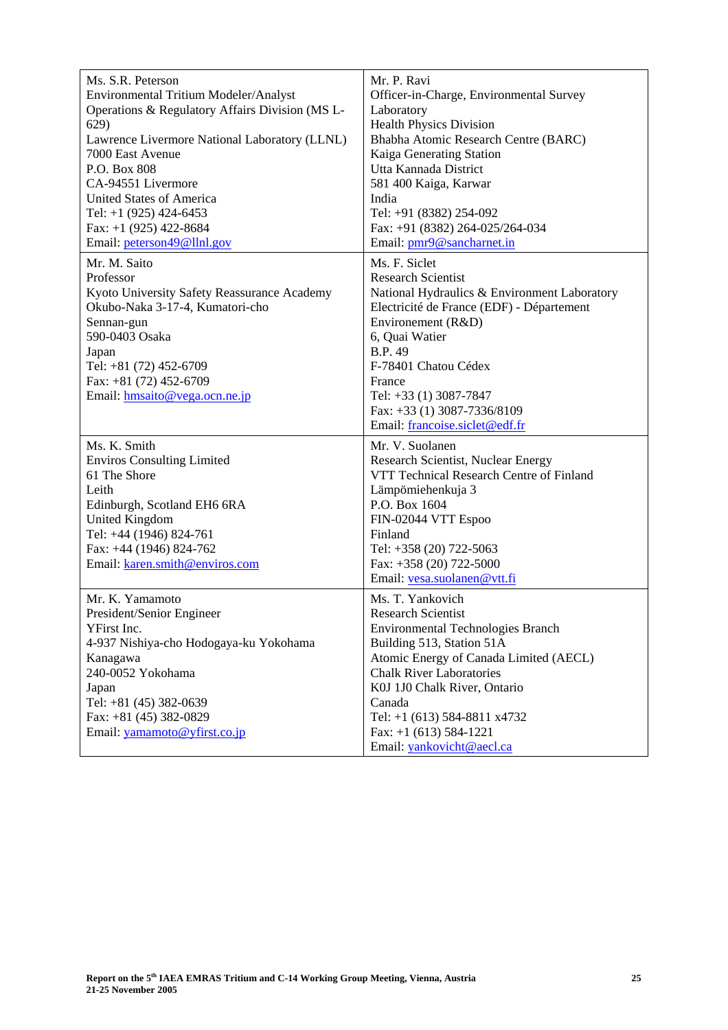| | |
|---|---|
| Ms. S.R. Peterson<br>Environmental Tritium Modeler/Analyst<br>Operations & Regulatory Affairs Division (MS L-629)<br>Lawrence Livermore National Laboratory (LLNL)<br>7000 East Avenue<br>P.O. Box 808<br>CA-94551 Livermore<br>United States of America<br>Tel: +1 (925) 424-6453<br>Fax: +1 (925) 422-8684<br>Email: peterson49@llnl.gov | Mr. P. Ravi<br>Officer-in-Charge, Environmental Survey Laboratory<br>Health Physics Division<br>Bhabha Atomic Research Centre (BARC)<br>Kaiga Generating Station<br>Utta Kannada District<br>581 400 Kaiga, Karwar<br>India<br>Tel: +91 (8382) 254-092<br>Fax: +91 (8382) 264-025/264-034<br>Email: pmr9@sancharnet.in |
| Mr. M. Saito<br>Professor<br>Kyoto University Safety Reassurance Academy<br>Okubo-Naka 3-17-4, Kumatori-cho<br>Sennan-gun<br>590-0403 Osaka<br>Japan<br>Tel: +81 (72) 452-6709<br>Fax: +81 (72) 452-6709<br>Email: hmsaito@vega.ocn.ne.jp | Ms. F. Siclet<br>Research Scientist<br>National Hydraulics & Environment Laboratory<br>Electricité de France (EDF) - Département Environement (R&D)<br>6, Quai Watier<br>B.P. 49<br>F-78401 Chatou Cédex<br>France<br>Tel: +33 (1) 3087-7847<br>Fax: +33 (1) 3087-7336/8109<br>Email: francoise.siclet@edf.fr |
| Ms. K. Smith<br>Enviros Consulting Limited<br>61 The Shore<br>Leith<br>Edinburgh, Scotland EH6 6RA<br>United Kingdom<br>Tel: +44 (1946) 824-761<br>Fax: +44 (1946) 824-762<br>Email: karen.smith@enviros.com | Mr. V. Suolanen<br>Research Scientist, Nuclear Energy<br>VTT Technical Research Centre of Finland<br>Lämpömiehenkuja 3<br>P.O. Box 1604<br>FIN-02044 VTT Espoo<br>Finland<br>Tel: +358 (20) 722-5063<br>Fax: +358 (20) 722-5000<br>Email: vesa.suolanen@vtt.fi |
| Mr. K. Yamamoto<br>President/Senior Engineer<br>YFirst Inc.<br>4-937 Nishiya-cho Hodogaya-ku Yokohama<br>Kanagawa<br>240-0052 Yokohama<br>Japan<br>Tel: +81 (45) 382-0639<br>Fax: +81 (45) 382-0829<br>Email: yamamoto@yfirst.co.jp | Ms. T. Yankovich<br>Research Scientist<br>Environmental Technologies Branch<br>Building 513, Station 51A<br>Atomic Energy of Canada Limited (AECL)<br>Chalk River Laboratories<br>K0J 1J0 Chalk River, Ontario<br>Canada<br>Tel: +1 (613) 584-8811 x4732<br>Fax: +1 (613) 584-1221<br>Email: yankovicht@aecl.ca |